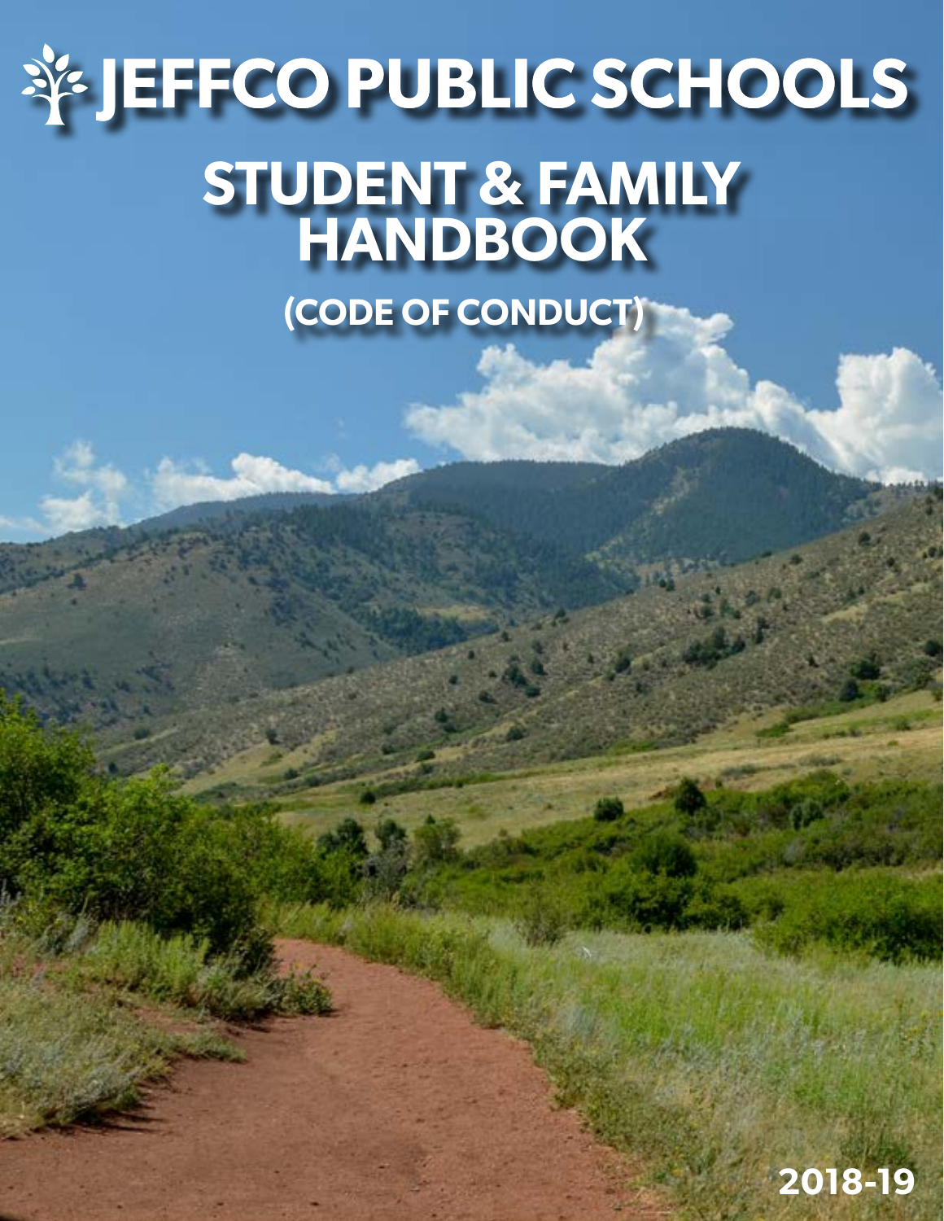# JEFFCO PUBLIC SCHOOLS

# STUDENT & FAMILY HANDBOOK

## (CODE OF CONDUCT)

2018-19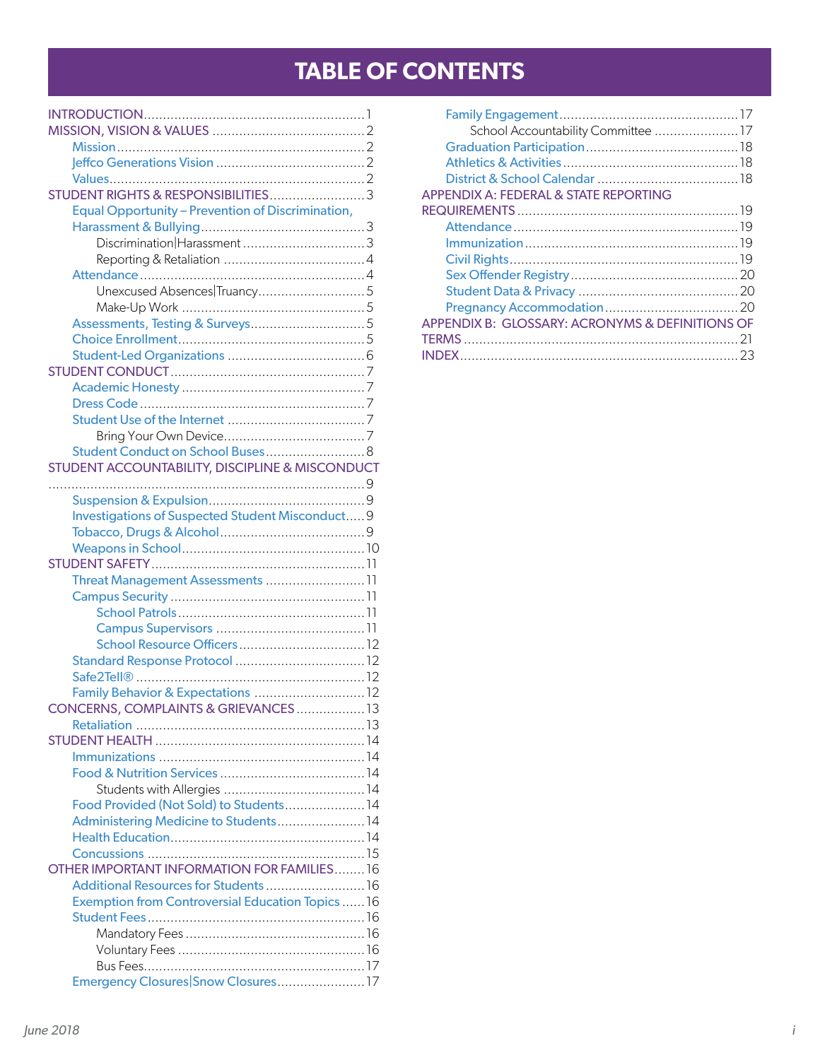# TABLE OF CONTENTS

- INTRODUCTION ..... 1
- MISSION, VISION & VALUES ..... 2
  - Mission ..... 2
  - Jeffco Generations Vision ..... 2
  - Values ..... 2
- STUDENT RIGHTS & RESPONSIBILITIES ..... 3
  - Equal Opportunity – Prevention of Discrimination, Harassment & Bullying ..... 3
    - Discrimination|Harassment ..... 3
    - Reporting & Retaliation ..... 4
  - Attendance ..... 4
    - Unexcused Absences|Truancy ..... 5
    - Make-Up Work ..... 5
  - Assessments, Testing & Surveys ..... 5
  - Choice Enrollment ..... 5
  - Student-Led Organizations ..... 6
- STUDENT CONDUCT ..... 7
  - Academic Honesty ..... 7
  - Dress Code ..... 7
  - Student Use of the Internet ..... 7
    - Bring Your Own Device ..... 7
  - Student Conduct on School Buses ..... 8
- STUDENT ACCOUNTABILITY, DISCIPLINE & MISCONDUCT ..... 9
  - Suspension & Expulsion ..... 9
  - Investigations of Suspected Student Misconduct ..... 9
  - Tobacco, Drugs & Alcohol ..... 9
  - Weapons in School ..... 10
- STUDENT SAFETY ..... 11
  - Threat Management Assessments ..... 11
  - Campus Security ..... 11
    - School Patrols ..... 11
    - Campus Supervisors ..... 11
    - School Resource Officers ..... 12
  - Standard Response Protocol ..... 12
  - Safe2Tell® ..... 12
  - Family Behavior & Expectations ..... 12
- CONCERNS, COMPLAINTS & GRIEVANCES ..... 13
  - Retaliation ..... 13
- STUDENT HEALTH ..... 14
  - Immunizations ..... 14
  - Food & Nutrition Services ..... 14
    - Students with Allergies ..... 14
  - Food Provided (Not Sold) to Students ..... 14
  - Administering Medicine to Students ..... 14
  - Health Education ..... 14
  - Concussions ..... 15
- OTHER IMPORTANT INFORMATION FOR FAMILIES ..... 16
  - Additional Resources for Students ..... 16
  - Exemption from Controversial Education Topics ..... 16
  - Student Fees ..... 16
    - Mandatory Fees ..... 16
    - Voluntary Fees ..... 16
    - Bus Fees ..... 17
  - Emergency Closures|Snow Closures ..... 17
  - Family Engagement ..... 17
    - School Accountability Committee ..... 17
  - Graduation Participation ..... 18
  - Athletics & Activities ..... 18
  - District & School Calendar ..... 18
- APPENDIX A: FEDERAL & STATE REPORTING REQUIREMENTS ..... 19
  - Attendance ..... 19
  - Immunization ..... 19
  - Civil Rights ..... 19
  - Sex Offender Registry ..... 20
  - Student Data & Privacy ..... 20
  - Pregnancy Accommodation ..... 20
- APPENDIX B: GLOSSARY: ACRONYMS & DEFINITIONS OF TERMS ..... 21
- INDEX ..... 23

*June 2018*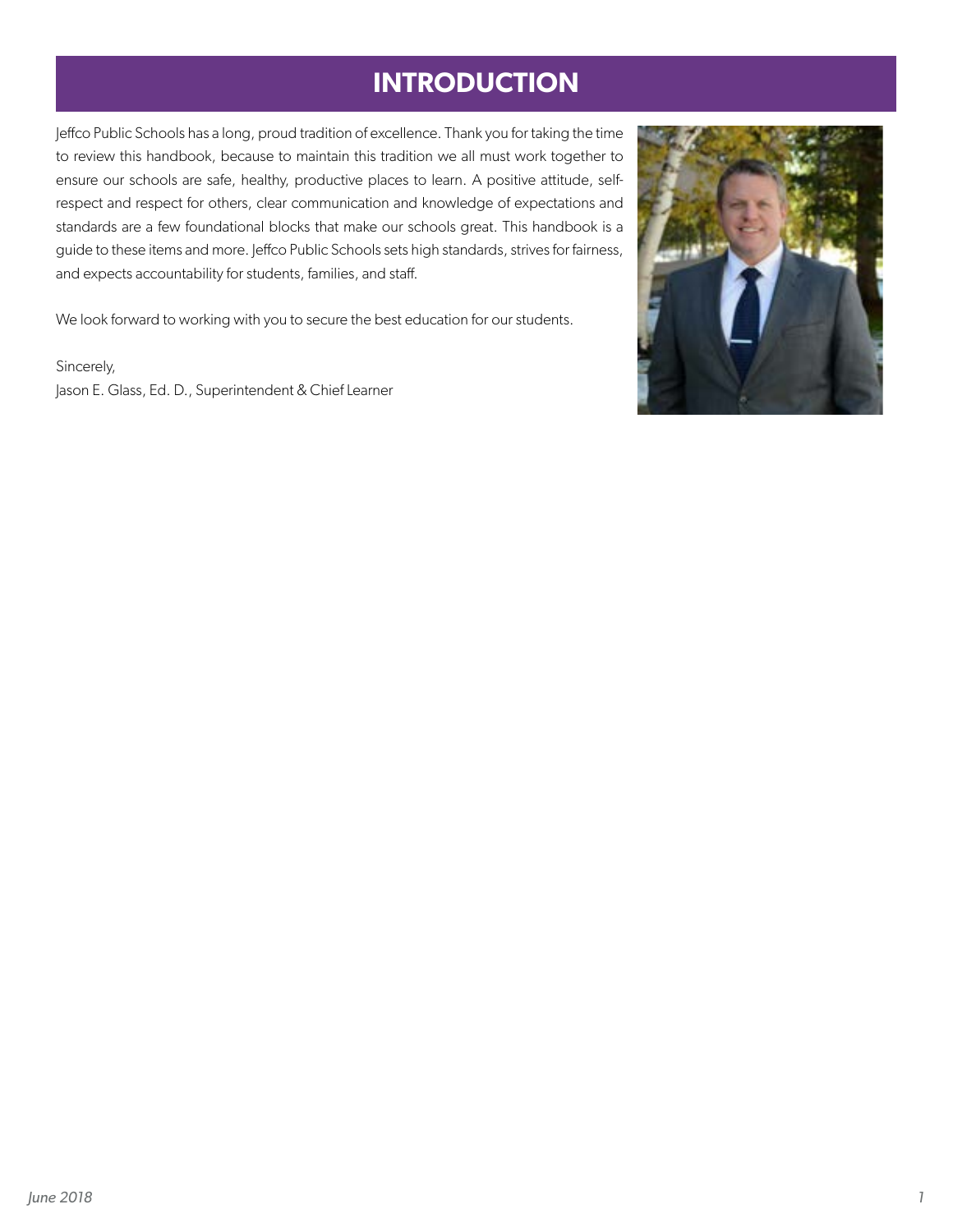# INTRODUCTION

Jeffco Public Schools has a long, proud tradition of excellence. Thank you for taking the time to review this handbook, because to maintain this tradition we all must work together to ensure our schools are safe, healthy, productive places to learn. A positive attitude, self-respect and respect for others, clear communication and knowledge of expectations and standards are a few foundational blocks that make our schools great. This handbook is a guide to these items and more. Jeffco Public Schools sets high standards, strives for fairness, and expects accountability for students, families, and staff.

We look forward to working with you to secure the best education for our students.

Sincerely,
Jason E. Glass, Ed. D., Superintendent & Chief Learner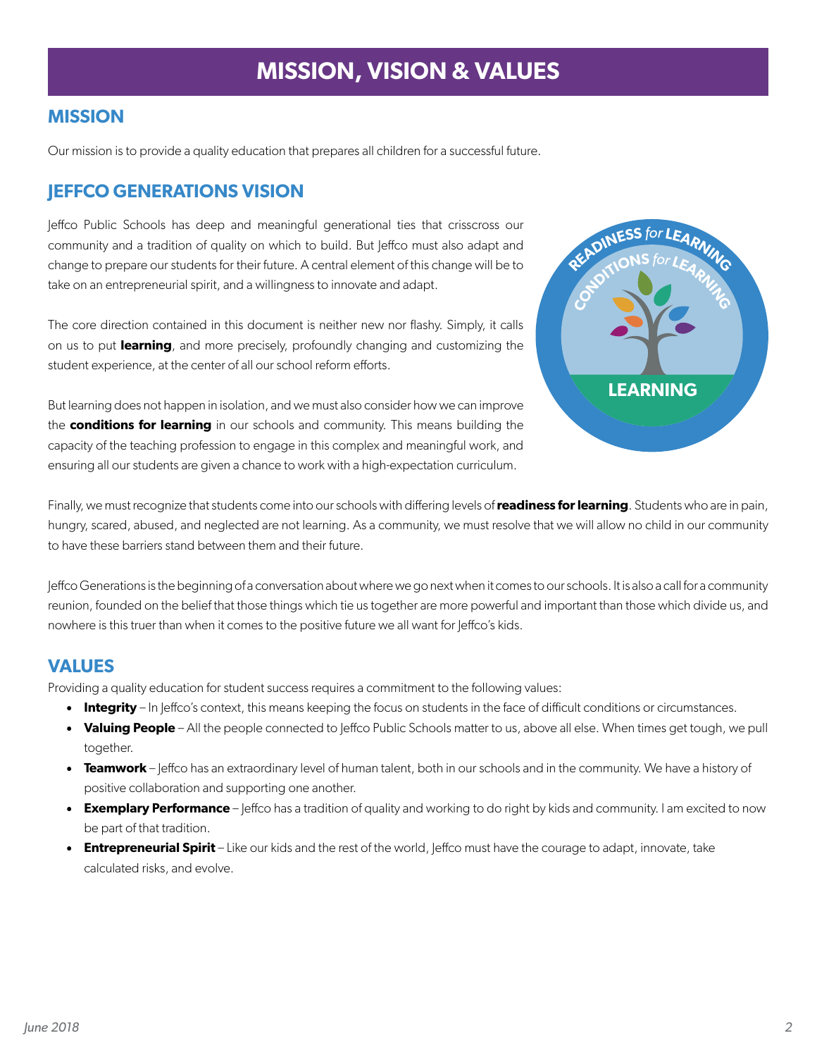# MISSION, VISION & VALUES

## MISSION

Our mission is to provide a quality education that prepares all children for a successful future.

## JEFFCO GENERATIONS VISION

Jeffco Public Schools has deep and meaningful generational ties that crisscross our community and a tradition of quality on which to build. But Jeffco must also adapt and change to prepare our students for their future. A central element of this change will be to take on an entrepreneurial spirit, and a willingness to innovate and adapt.

The core direction contained in this document is neither new nor flashy. Simply, it calls on us to put **learning**, and more precisely, profoundly changing and customizing the student experience, at the center of all our school reform efforts.

But learning does not happen in isolation, and we must also consider how we can improve the **conditions for learning** in our schools and community. This means building the capacity of the teaching profession to engage in this complex and meaningful work, and ensuring all our students are given a chance to work with a high-expectation curriculum.

READINESS *for* LEARNING

CONDITIONS *for* LEARNING

LEARNING

Finally, we must recognize that students come into our schools with differing levels of **readiness for learning**. Students who are in pain, hungry, scared, abused, and neglected are not learning. As a community, we must resolve that we will allow no child in our community to have these barriers stand between them and their future.

Jeffco Generations is the beginning of a conversation about where we go next when it comes to our schools. It is also a call for a community reunion, founded on the belief that those things which tie us together are more powerful and important than those which divide us, and nowhere is this truer than when it comes to the positive future we all want for Jeffco's kids.

## VALUES

Providing a quality education for student success requires a commitment to the following values:

- **Integrity** – In Jeffco's context, this means keeping the focus on students in the face of difficult conditions or circumstances.
- **Valuing People** – All the people connected to Jeffco Public Schools matter to us, above all else. When times get tough, we pull together.
- **Teamwork** – Jeffco has an extraordinary level of human talent, both in our schools and in the community. We have a history of positive collaboration and supporting one another.
- **Exemplary Performance** – Jeffco has a tradition of quality and working to do right by kids and community. I am excited to now be part of that tradition.
- **Entrepreneurial Spirit** – Like our kids and the rest of the world, Jeffco must have the courage to adapt, innovate, take calculated risks, and evolve.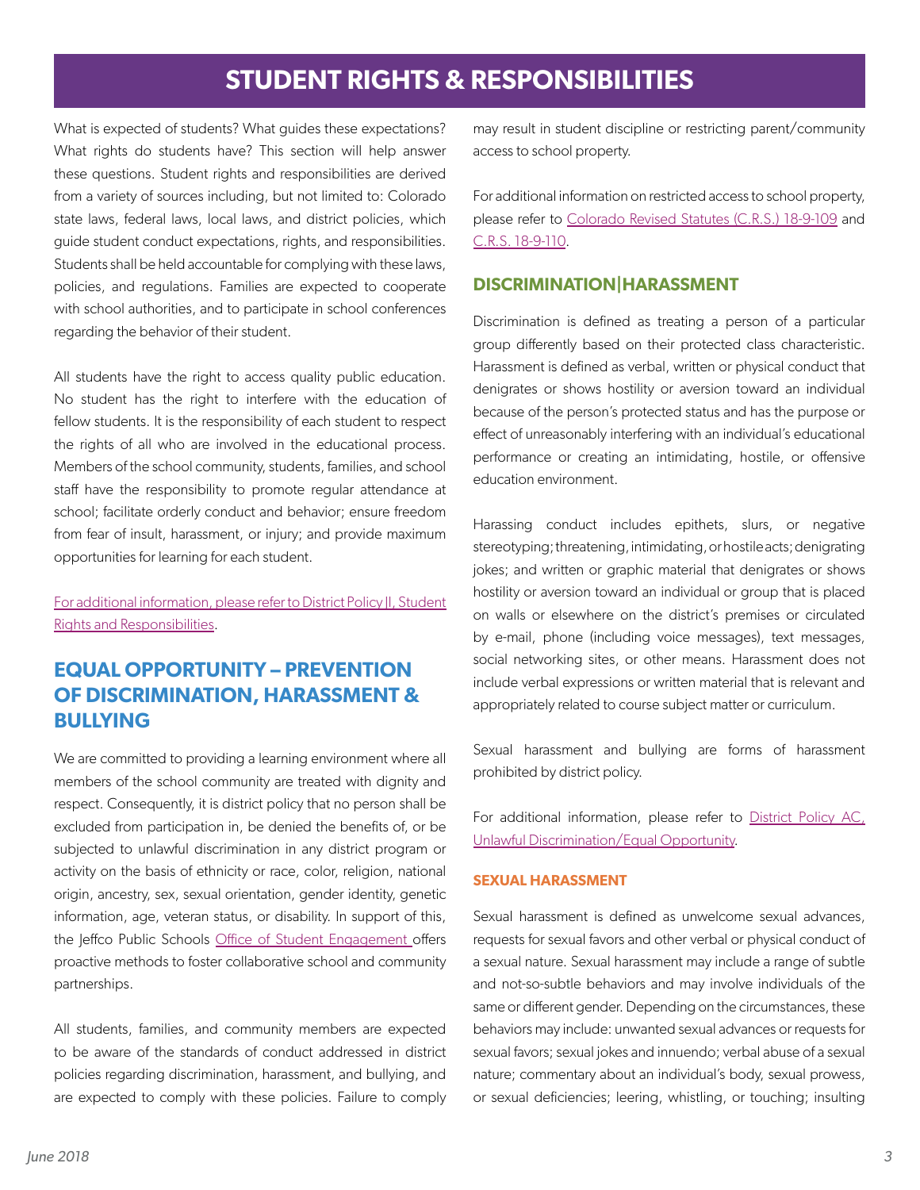# STUDENT RIGHTS & RESPONSIBILITIES

What is expected of students? What guides these expectations? What rights do students have? This section will help answer these questions. Student rights and responsibilities are derived from a variety of sources including, but not limited to: Colorado state laws, federal laws, local laws, and district policies, which guide student conduct expectations, rights, and responsibilities. Students shall be held accountable for complying with these laws, policies, and regulations. Families are expected to cooperate with school authorities, and to participate in school conferences regarding the behavior of their student.

All students have the right to access quality public education. No student has the right to interfere with the education of fellow students. It is the responsibility of each student to respect the rights of all who are involved in the educational process. Members of the school community, students, families, and school staff have the responsibility to promote regular attendance at school; facilitate orderly conduct and behavior; ensure freedom from fear of insult, harassment, or injury; and provide maximum opportunities for learning for each student.

For additional information, please refer to District Policy JI, Student Rights and Responsibilities.

## EQUAL OPPORTUNITY – PREVENTION OF DISCRIMINATION, HARASSMENT & BULLYING

We are committed to providing a learning environment where all members of the school community are treated with dignity and respect. Consequently, it is district policy that no person shall be excluded from participation in, be denied the benefits of, or be subjected to unlawful discrimination in any district program or activity on the basis of ethnicity or race, color, religion, national origin, ancestry, sex, sexual orientation, gender identity, genetic information, age, veteran status, or disability. In support of this, the Jeffco Public Schools Office of Student Engagement offers proactive methods to foster collaborative school and community partnerships.

All students, families, and community members are expected to be aware of the standards of conduct addressed in district policies regarding discrimination, harassment, and bullying, and are expected to comply with these policies. Failure to comply may result in student discipline or restricting parent/community access to school property.

For additional information on restricted access to school property, please refer to Colorado Revised Statutes (C.R.S.) 18-9-109 and C.R.S. 18-9-110.

### DISCRIMINATION|HARASSMENT

Discrimination is defined as treating a person of a particular group differently based on their protected class characteristic. Harassment is defined as verbal, written or physical conduct that denigrates or shows hostility or aversion toward an individual because of the person's protected status and has the purpose or effect of unreasonably interfering with an individual's educational performance or creating an intimidating, hostile, or offensive education environment.

Harassing conduct includes epithets, slurs, or negative stereotyping; threatening, intimidating, or hostile acts; denigrating jokes; and written or graphic material that denigrates or shows hostility or aversion toward an individual or group that is placed on walls or elsewhere on the district's premises or circulated by e-mail, phone (including voice messages), text messages, social networking sites, or other means. Harassment does not include verbal expressions or written material that is relevant and appropriately related to course subject matter or curriculum.

Sexual harassment and bullying are forms of harassment prohibited by district policy.

For additional information, please refer to District Policy AC, Unlawful Discrimination/Equal Opportunity.

#### SEXUAL HARASSMENT

Sexual harassment is defined as unwelcome sexual advances, requests for sexual favors and other verbal or physical conduct of a sexual nature. Sexual harassment may include a range of subtle and not-so-subtle behaviors and may involve individuals of the same or different gender. Depending on the circumstances, these behaviors may include: unwanted sexual advances or requests for sexual favors; sexual jokes and innuendo; verbal abuse of a sexual nature; commentary about an individual's body, sexual prowess, or sexual deficiencies; leering, whistling, or touching; insulting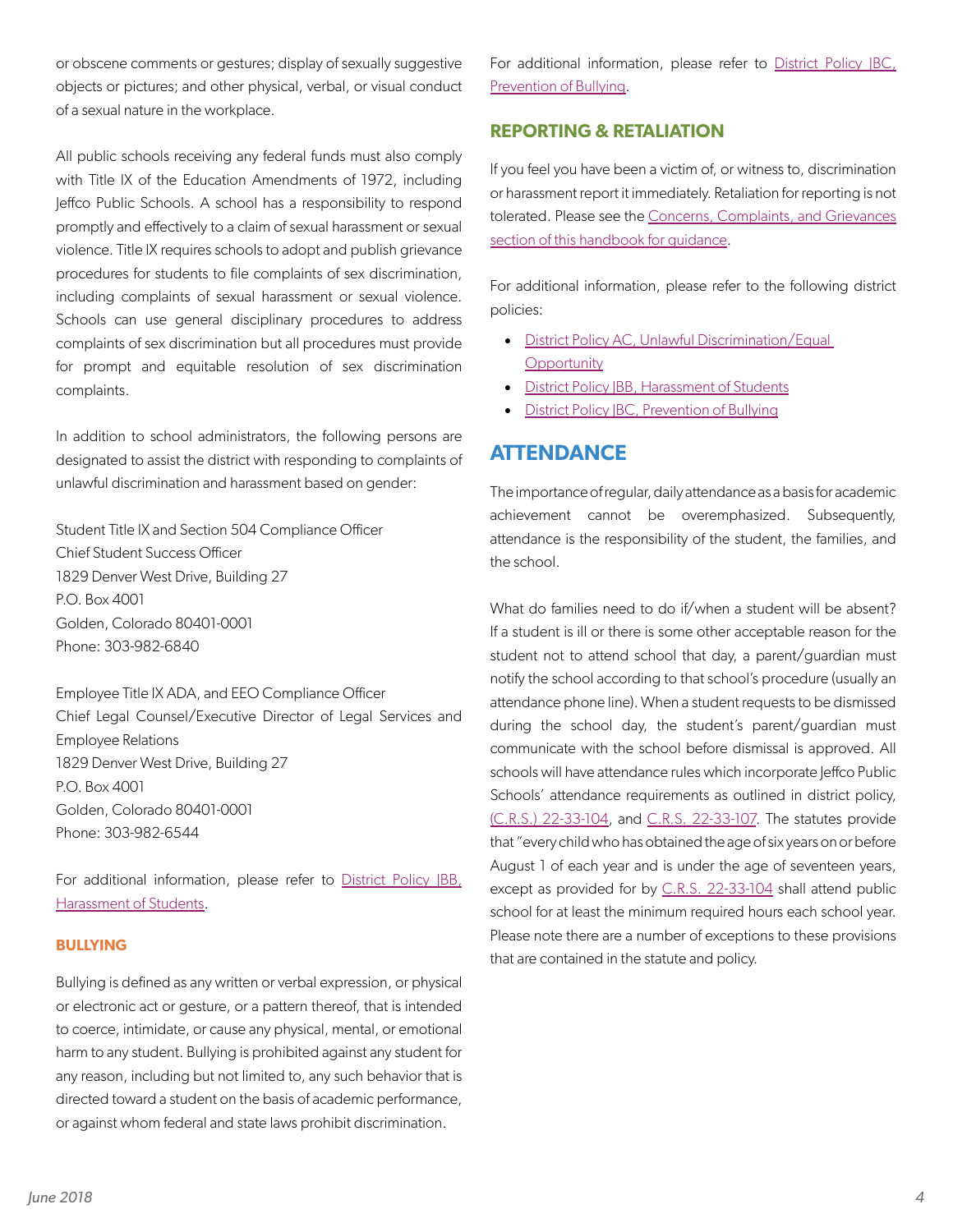or obscene comments or gestures; display of sexually suggestive objects or pictures; and other physical, verbal, or visual conduct of a sexual nature in the workplace.

All public schools receiving any federal funds must also comply with Title IX of the Education Amendments of 1972, including Jeffco Public Schools. A school has a responsibility to respond promptly and effectively to a claim of sexual harassment or sexual violence. Title IX requires schools to adopt and publish grievance procedures for students to file complaints of sex discrimination, including complaints of sexual harassment or sexual violence. Schools can use general disciplinary procedures to address complaints of sex discrimination but all procedures must provide for prompt and equitable resolution of sex discrimination complaints.

In addition to school administrators, the following persons are designated to assist the district with responding to complaints of unlawful discrimination and harassment based on gender:

Student Title IX and Section 504 Compliance Officer
Chief Student Success Officer
1829 Denver West Drive, Building 27
P.O. Box 4001
Golden, Colorado 80401-0001
Phone: 303-982-6840

Employee Title IX ADA, and EEO Compliance Officer
Chief Legal Counsel/Executive Director of Legal Services and Employee Relations
1829 Denver West Drive, Building 27
P.O. Box 4001
Golden, Colorado 80401-0001
Phone: 303-982-6544

For additional information, please refer to District Policy JBB, Harassment of Students.

### BULLYING

Bullying is defined as any written or verbal expression, or physical or electronic act or gesture, or a pattern thereof, that is intended to coerce, intimidate, or cause any physical, mental, or emotional harm to any student. Bullying is prohibited against any student for any reason, including but not limited to, any such behavior that is directed toward a student on the basis of academic performance, or against whom federal and state laws prohibit discrimination.

For additional information, please refer to District Policy JBC, Prevention of Bullying.

### REPORTING & RETALIATION

If you feel you have been a victim of, or witness to, discrimination or harassment report it immediately. Retaliation for reporting is not tolerated. Please see the Concerns, Complaints, and Grievances section of this handbook for guidance.

For additional information, please refer to the following district policies:

- District Policy AC, Unlawful Discrimination/Equal Opportunity
- District Policy JBB, Harassment of Students
- District Policy JBC, Prevention of Bullying

## ATTENDANCE

The importance of regular, daily attendance as a basis for academic achievement cannot be overemphasized. Subsequently, attendance is the responsibility of the student, the families, and the school.

What do families need to do if/when a student will be absent? If a student is ill or there is some other acceptable reason for the student not to attend school that day, a parent/guardian must notify the school according to that school's procedure (usually an attendance phone line). When a student requests to be dismissed during the school day, the student's parent/guardian must communicate with the school before dismissal is approved. All schools will have attendance rules which incorporate Jeffco Public Schools' attendance requirements as outlined in district policy, (C.R.S.) 22-33-104, and C.R.S. 22-33-107. The statutes provide that "every child who has obtained the age of six years on or before August 1 of each year and is under the age of seventeen years, except as provided for by C.R.S. 22-33-104 shall attend public school for at least the minimum required hours each school year. Please note there are a number of exceptions to these provisions that are contained in the statute and policy.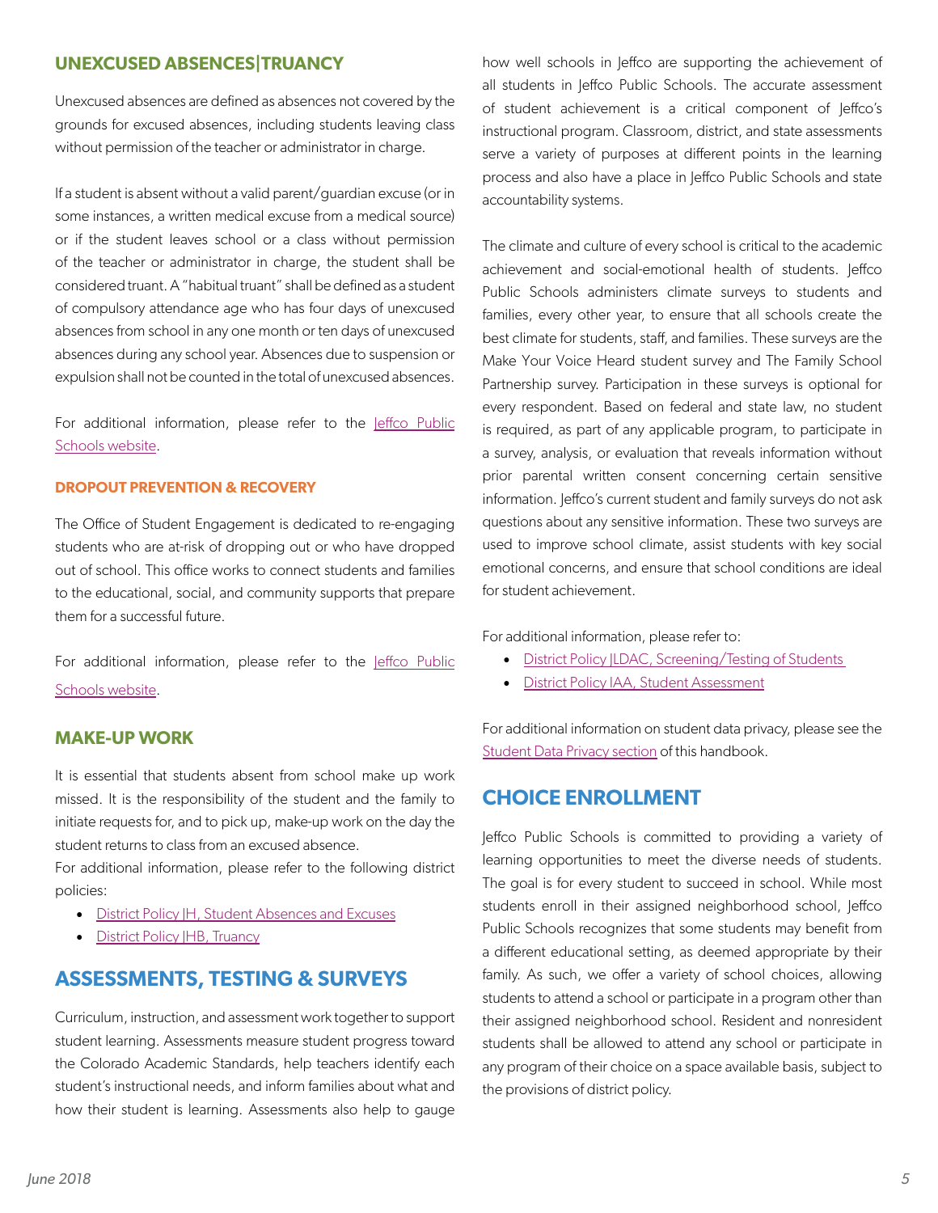## UNEXCUSED ABSENCES|TRUANCY

Unexcused absences are defined as absences not covered by the grounds for excused absences, including students leaving class without permission of the teacher or administrator in charge.

If a student is absent without a valid parent/guardian excuse (or in some instances, a written medical excuse from a medical source) or if the student leaves school or a class without permission of the teacher or administrator in charge, the student shall be considered truant. A "habitual truant" shall be defined as a student of compulsory attendance age who has four days of unexcused absences from school in any one month or ten days of unexcused absences during any school year. Absences due to suspension or expulsion shall not be counted in the total of unexcused absences.

For additional information, please refer to the Jeffco Public Schools website.

### DROPOUT PREVENTION & RECOVERY

The Office of Student Engagement is dedicated to re-engaging students who are at-risk of dropping out or who have dropped out of school. This office works to connect students and families to the educational, social, and community supports that prepare them for a successful future.

For additional information, please refer to the Jeffco Public Schools website.

## MAKE-UP WORK

It is essential that students absent from school make up work missed. It is the responsibility of the student and the family to initiate requests for, and to pick up, make-up work on the day the student returns to class from an excused absence.

For additional information, please refer to the following district policies:

- District Policy JH, Student Absences and Excuses
- District Policy JHB, Truancy

# ASSESSMENTS, TESTING & SURVEYS

Curriculum, instruction, and assessment work together to support student learning. Assessments measure student progress toward the Colorado Academic Standards, help teachers identify each student's instructional needs, and inform families about what and how their student is learning. Assessments also help to gauge how well schools in Jeffco are supporting the achievement of all students in Jeffco Public Schools. The accurate assessment of student achievement is a critical component of Jeffco's instructional program. Classroom, district, and state assessments serve a variety of purposes at different points in the learning process and also have a place in Jeffco Public Schools and state accountability systems.

The climate and culture of every school is critical to the academic achievement and social-emotional health of students. Jeffco Public Schools administers climate surveys to students and families, every other year, to ensure that all schools create the best climate for students, staff, and families. These surveys are the Make Your Voice Heard student survey and The Family School Partnership survey. Participation in these surveys is optional for every respondent. Based on federal and state law, no student is required, as part of any applicable program, to participate in a survey, analysis, or evaluation that reveals information without prior parental written consent concerning certain sensitive information. Jeffco's current student and family surveys do not ask questions about any sensitive information. These two surveys are used to improve school climate, assist students with key social emotional concerns, and ensure that school conditions are ideal for student achievement.

For additional information, please refer to:

- District Policy JLDAC, Screening/Testing of Students
- District Policy IAA, Student Assessment

For additional information on student data privacy, please see the Student Data Privacy section of this handbook.

# CHOICE ENROLLMENT

Jeffco Public Schools is committed to providing a variety of learning opportunities to meet the diverse needs of students. The goal is for every student to succeed in school. While most students enroll in their assigned neighborhood school, Jeffco Public Schools recognizes that some students may benefit from a different educational setting, as deemed appropriate by their family. As such, we offer a variety of school choices, allowing students to attend a school or participate in a program other than their assigned neighborhood school. Resident and nonresident students shall be allowed to attend any school or participate in any program of their choice on a space available basis, subject to the provisions of district policy.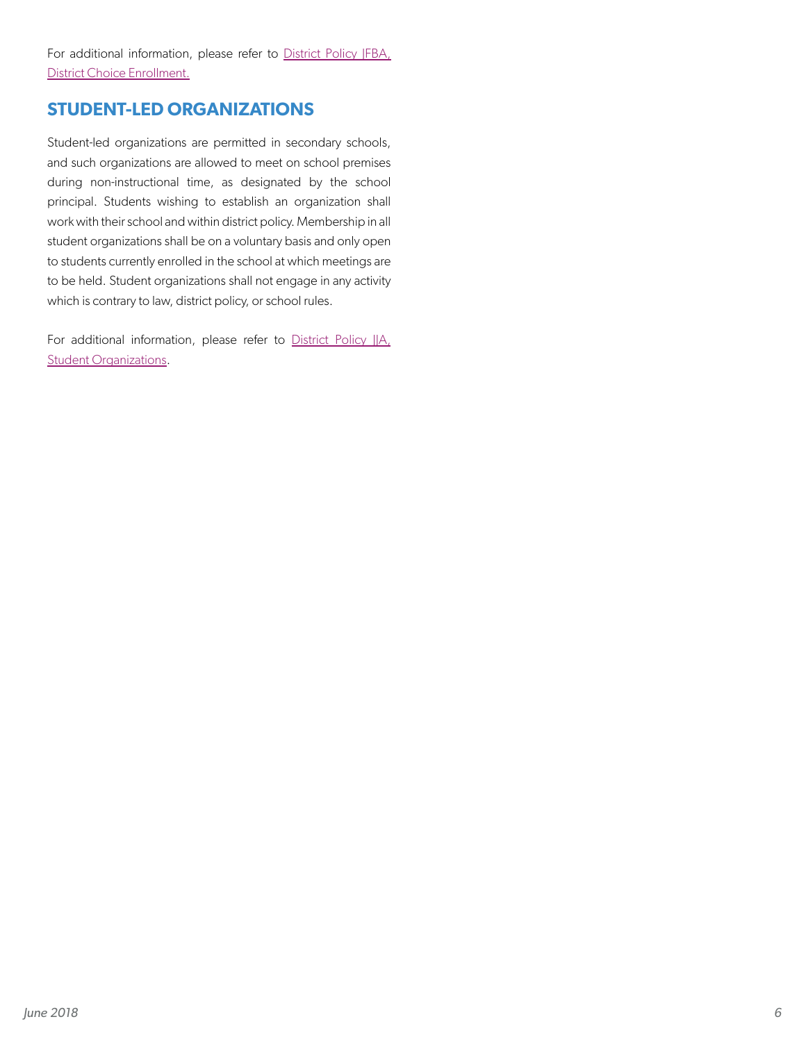For additional information, please refer to District Policy JFBA, District Choice Enrollment.

## STUDENT-LED ORGANIZATIONS

Student-led organizations are permitted in secondary schools, and such organizations are allowed to meet on school premises during non-instructional time, as designated by the school principal. Students wishing to establish an organization shall work with their school and within district policy. Membership in all student organizations shall be on a voluntary basis and only open to students currently enrolled in the school at which meetings are to be held. Student organizations shall not engage in any activity which is contrary to law, district policy, or school rules.

For additional information, please refer to District Policy JJA, Student Organizations.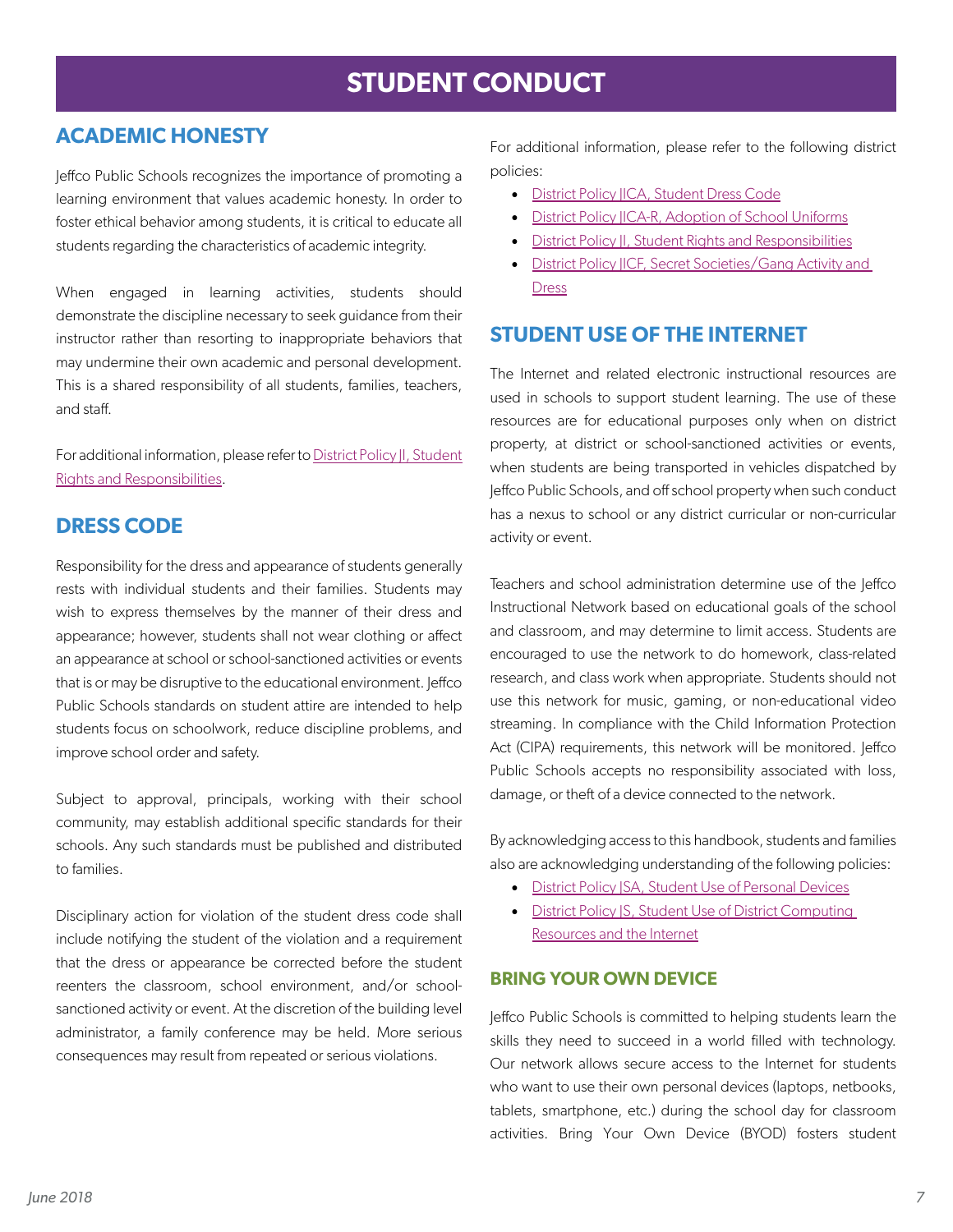# STUDENT CONDUCT

## ACADEMIC HONESTY

Jeffco Public Schools recognizes the importance of promoting a learning environment that values academic honesty. In order to foster ethical behavior among students, it is critical to educate all students regarding the characteristics of academic integrity.

When engaged in learning activities, students should demonstrate the discipline necessary to seek guidance from their instructor rather than resorting to inappropriate behaviors that may undermine their own academic and personal development. This is a shared responsibility of all students, families, teachers, and staff.

For additional information, please refer to District Policy JI, Student Rights and Responsibilities.

## DRESS CODE

Responsibility for the dress and appearance of students generally rests with individual students and their families. Students may wish to express themselves by the manner of their dress and appearance; however, students shall not wear clothing or affect an appearance at school or school-sanctioned activities or events that is or may be disruptive to the educational environment. Jeffco Public Schools standards on student attire are intended to help students focus on schoolwork, reduce discipline problems, and improve school order and safety.

Subject to approval, principals, working with their school community, may establish additional specific standards for their schools. Any such standards must be published and distributed to families.

Disciplinary action for violation of the student dress code shall include notifying the student of the violation and a requirement that the dress or appearance be corrected before the student reenters the classroom, school environment, and/or school-sanctioned activity or event. At the discretion of the building level administrator, a family conference may be held. More serious consequences may result from repeated or serious violations.

For additional information, please refer to the following district policies:

- District Policy JICA, Student Dress Code
- District Policy JICA-R, Adoption of School Uniforms
- District Policy JI, Student Rights and Responsibilities
- District Policy JICF, Secret Societies/Gang Activity and Dress

## STUDENT USE OF THE INTERNET

The Internet and related electronic instructional resources are used in schools to support student learning. The use of these resources are for educational purposes only when on district property, at district or school-sanctioned activities or events, when students are being transported in vehicles dispatched by Jeffco Public Schools, and off school property when such conduct has a nexus to school or any district curricular or non-curricular activity or event.

Teachers and school administration determine use of the Jeffco Instructional Network based on educational goals of the school and classroom, and may determine to limit access. Students are encouraged to use the network to do homework, class-related research, and class work when appropriate. Students should not use this network for music, gaming, or non-educational video streaming. In compliance with the Child Information Protection Act (CIPA) requirements, this network will be monitored. Jeffco Public Schools accepts no responsibility associated with loss, damage, or theft of a device connected to the network.

By acknowledging access to this handbook, students and families also are acknowledging understanding of the following policies:

- District Policy JSA, Student Use of Personal Devices
- District Policy JS, Student Use of District Computing Resources and the Internet

### BRING YOUR OWN DEVICE

Jeffco Public Schools is committed to helping students learn the skills they need to succeed in a world filled with technology. Our network allows secure access to the Internet for students who want to use their own personal devices (laptops, netbooks, tablets, smartphone, etc.) during the school day for classroom activities. Bring Your Own Device (BYOD) fosters student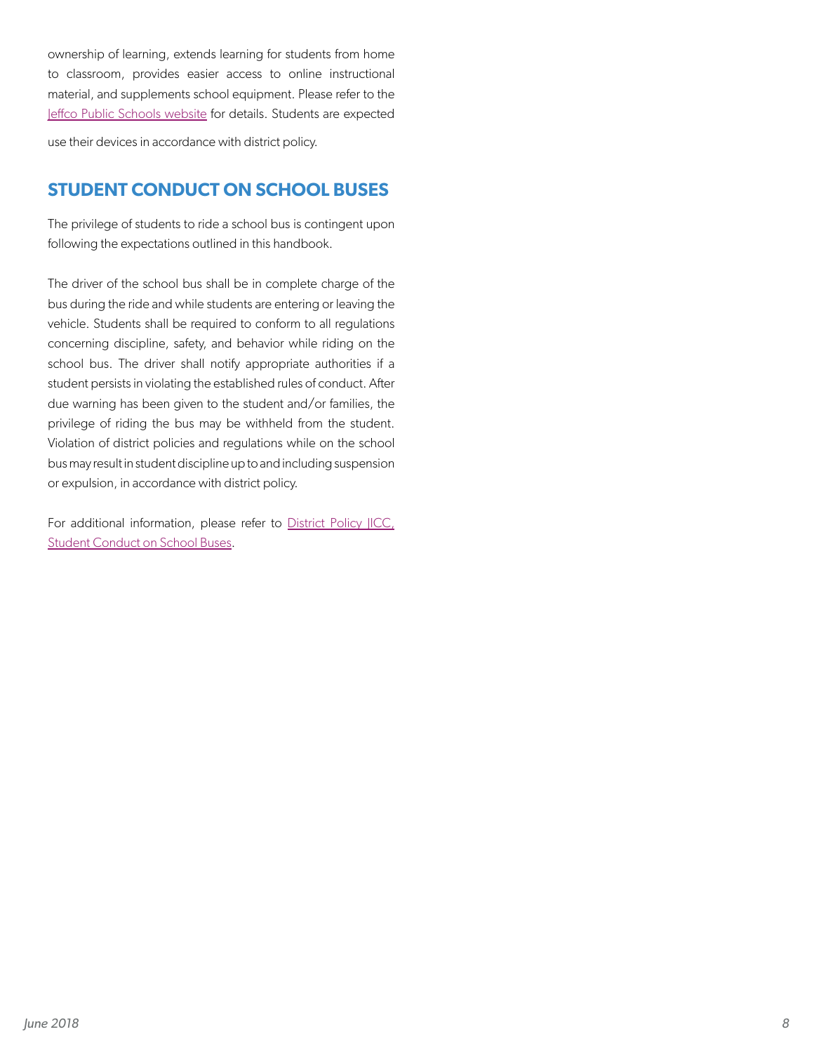ownership of learning, extends learning for students from home to classroom, provides easier access to online instructional material, and supplements school equipment. Please refer to the [Jeffco Public Schools website] for details. Students are expected

use their devices in accordance with district policy.

## STUDENT CONDUCT ON SCHOOL BUSES

The privilege of students to ride a school bus is contingent upon following the expectations outlined in this handbook.

The driver of the school bus shall be in complete charge of the bus during the ride and while students are entering or leaving the vehicle. Students shall be required to conform to all regulations concerning discipline, safety, and behavior while riding on the school bus. The driver shall notify appropriate authorities if a student persists in violating the established rules of conduct. After due warning has been given to the student and/or families, the privilege of riding the bus may be withheld from the student. Violation of district policies and regulations while on the school bus may result in student discipline up to and including suspension or expulsion, in accordance with district policy.

For additional information, please refer to [District Policy JICC, Student Conduct on School Buses].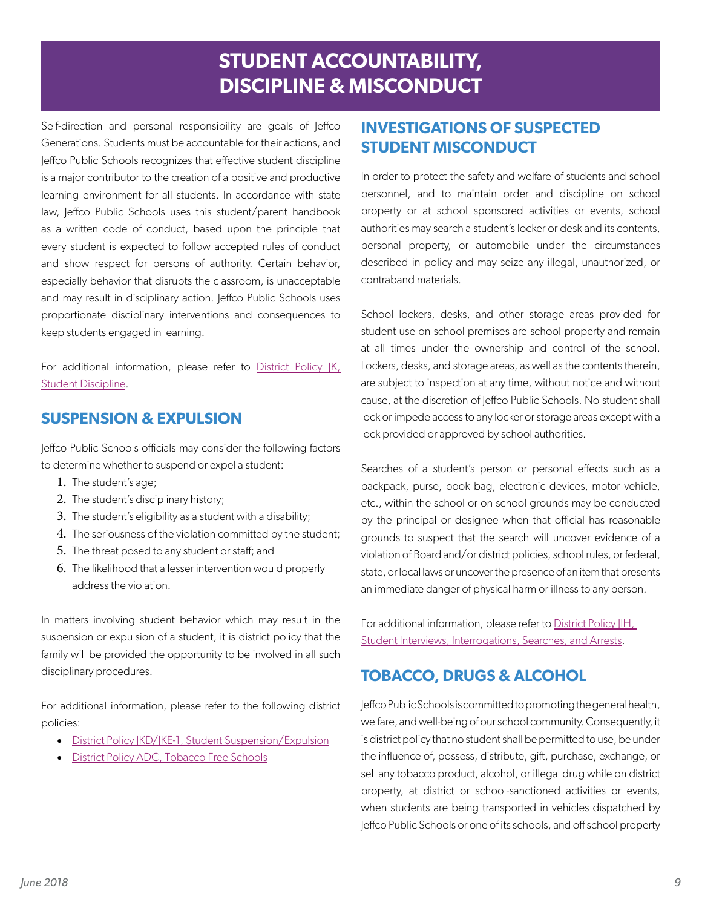# STUDENT ACCOUNTABILITY, DISCIPLINE & MISCONDUCT

Self-direction and personal responsibility are goals of Jeffco Generations. Students must be accountable for their actions, and Jeffco Public Schools recognizes that effective student discipline is a major contributor to the creation of a positive and productive learning environment for all students. In accordance with state law, Jeffco Public Schools uses this student/parent handbook as a written code of conduct, based upon the principle that every student is expected to follow accepted rules of conduct and show respect for persons of authority. Certain behavior, especially behavior that disrupts the classroom, is unacceptable and may result in disciplinary action. Jeffco Public Schools uses proportionate disciplinary interventions and consequences to keep students engaged in learning.

For additional information, please refer to District Policy JK, Student Discipline.

## SUSPENSION & EXPULSION

Jeffco Public Schools officials may consider the following factors to determine whether to suspend or expel a student:

1. The student's age;
2. The student's disciplinary history;
3. The student's eligibility as a student with a disability;
4. The seriousness of the violation committed by the student;
5. The threat posed to any student or staff; and
6. The likelihood that a lesser intervention would properly address the violation.

In matters involving student behavior which may result in the suspension or expulsion of a student, it is district policy that the family will be provided the opportunity to be involved in all such disciplinary procedures.

For additional information, please refer to the following district policies:

- District Policy JKD/JKE-1, Student Suspension/Expulsion
- District Policy ADC, Tobacco Free Schools

## INVESTIGATIONS OF SUSPECTED STUDENT MISCONDUCT

In order to protect the safety and welfare of students and school personnel, and to maintain order and discipline on school property or at school sponsored activities or events, school authorities may search a student's locker or desk and its contents, personal property, or automobile under the circumstances described in policy and may seize any illegal, unauthorized, or contraband materials.

School lockers, desks, and other storage areas provided for student use on school premises are school property and remain at all times under the ownership and control of the school. Lockers, desks, and storage areas, as well as the contents therein, are subject to inspection at any time, without notice and without cause, at the discretion of Jeffco Public Schools. No student shall lock or impede access to any locker or storage areas except with a lock provided or approved by school authorities.

Searches of a student's person or personal effects such as a backpack, purse, book bag, electronic devices, motor vehicle, etc., within the school or on school grounds may be conducted by the principal or designee when that official has reasonable grounds to suspect that the search will uncover evidence of a violation of Board and/or district policies, school rules, or federal, state, or local laws or uncover the presence of an item that presents an immediate danger of physical harm or illness to any person.

For additional information, please refer to District Policy JIH, Student Interviews, Interrogations, Searches, and Arrests.

## TOBACCO, DRUGS & ALCOHOL

Jeffco Public Schools is committed to promoting the general health, welfare, and well-being of our school community. Consequently, it is district policy that no student shall be permitted to use, be under the influence of, possess, distribute, gift, purchase, exchange, or sell any tobacco product, alcohol, or illegal drug while on district property, at district or school-sanctioned activities or events, when students are being transported in vehicles dispatched by Jeffco Public Schools or one of its schools, and off school property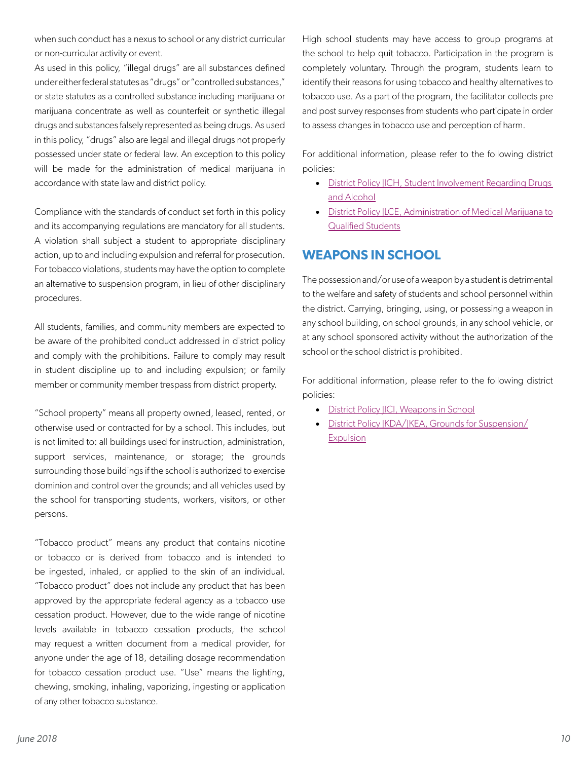when such conduct has a nexus to school or any district curricular or non-curricular activity or event.

As used in this policy, "illegal drugs" are all substances defined under either federal statutes as "drugs" or "controlled substances," or state statutes as a controlled substance including marijuana or marijuana concentrate as well as counterfeit or synthetic illegal drugs and substances falsely represented as being drugs. As used in this policy, "drugs" also are legal and illegal drugs not properly possessed under state or federal law. An exception to this policy will be made for the administration of medical marijuana in accordance with state law and district policy.

Compliance with the standards of conduct set forth in this policy and its accompanying regulations are mandatory for all students. A violation shall subject a student to appropriate disciplinary action, up to and including expulsion and referral for prosecution. For tobacco violations, students may have the option to complete an alternative to suspension program, in lieu of other disciplinary procedures.

All students, families, and community members are expected to be aware of the prohibited conduct addressed in district policy and comply with the prohibitions. Failure to comply may result in student discipline up to and including expulsion; or family member or community member trespass from district property.

"School property" means all property owned, leased, rented, or otherwise used or contracted for by a school. This includes, but is not limited to: all buildings used for instruction, administration, support services, maintenance, or storage; the grounds surrounding those buildings if the school is authorized to exercise dominion and control over the grounds; and all vehicles used by the school for transporting students, workers, visitors, or other persons.

"Tobacco product" means any product that contains nicotine or tobacco or is derived from tobacco and is intended to be ingested, inhaled, or applied to the skin of an individual. "Tobacco product" does not include any product that has been approved by the appropriate federal agency as a tobacco use cessation product. However, due to the wide range of nicotine levels available in tobacco cessation products, the school may request a written document from a medical provider, for anyone under the age of 18, detailing dosage recommendation for tobacco cessation product use. "Use" means the lighting, chewing, smoking, inhaling, vaporizing, ingesting or application of any other tobacco substance.

High school students may have access to group programs at the school to help quit tobacco. Participation in the program is completely voluntary. Through the program, students learn to identify their reasons for using tobacco and healthy alternatives to tobacco use. As a part of the program, the facilitator collects pre and post survey responses from students who participate in order to assess changes in tobacco use and perception of harm.

For additional information, please refer to the following district policies:

- District Policy JICH, Student Involvement Regarding Drugs and Alcohol
- District Policy JLCE, Administration of Medical Marijuana to Qualified Students

## WEAPONS IN SCHOOL

The possession and/or use of a weapon by a student is detrimental to the welfare and safety of students and school personnel within the district. Carrying, bringing, using, or possessing a weapon in any school building, on school grounds, in any school vehicle, or at any school sponsored activity without the authorization of the school or the school district is prohibited.

For additional information, please refer to the following district policies:

- District Policy JICI, Weapons in School
- District Policy JKDA/JKEA, Grounds for Suspension/Expulsion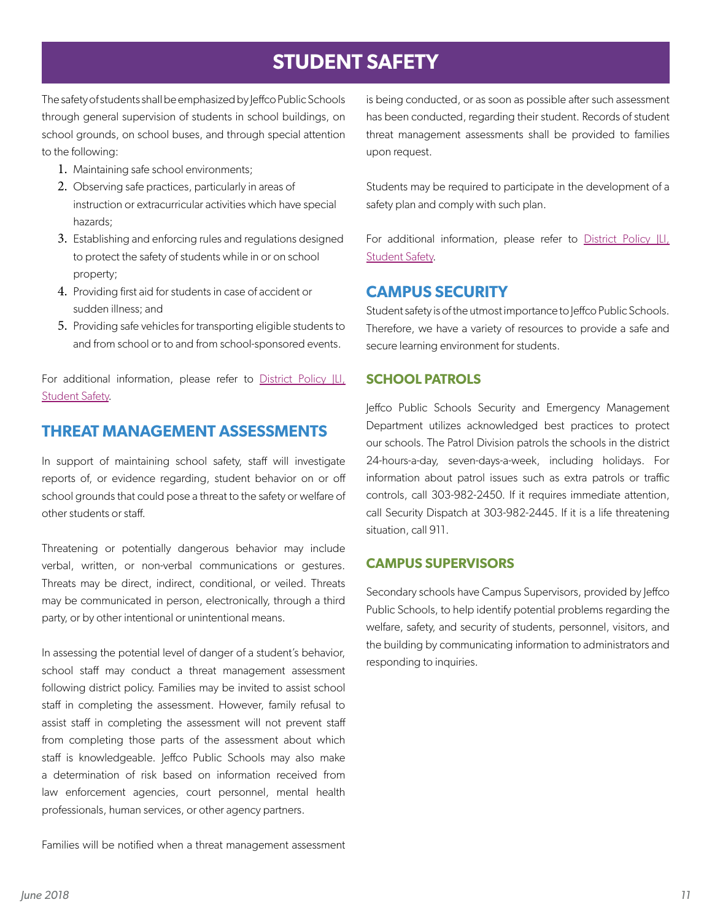# STUDENT SAFETY

The safety of students shall be emphasized by Jeffco Public Schools through general supervision of students in school buildings, on school grounds, on school buses, and through special attention to the following:

1. Maintaining safe school environments;
2. Observing safe practices, particularly in areas of instruction or extracurricular activities which have special hazards;
3. Establishing and enforcing rules and regulations designed to protect the safety of students while in or on school property;
4. Providing first aid for students in case of accident or sudden illness; and
5. Providing safe vehicles for transporting eligible students to and from school or to and from school-sponsored events.

For additional information, please refer to District Policy JLI, Student Safety.

## THREAT MANAGEMENT ASSESSMENTS

In support of maintaining school safety, staff will investigate reports of, or evidence regarding, student behavior on or off school grounds that could pose a threat to the safety or welfare of other students or staff.

Threatening or potentially dangerous behavior may include verbal, written, or non-verbal communications or gestures. Threats may be direct, indirect, conditional, or veiled. Threats may be communicated in person, electronically, through a third party, or by other intentional or unintentional means.

In assessing the potential level of danger of a student's behavior, school staff may conduct a threat management assessment following district policy. Families may be invited to assist school staff in completing the assessment. However, family refusal to assist staff in completing the assessment will not prevent staff from completing those parts of the assessment about which staff is knowledgeable. Jeffco Public Schools may also make a determination of risk based on information received from law enforcement agencies, court personnel, mental health professionals, human services, or other agency partners.

Families will be notified when a threat management assessment is being conducted, or as soon as possible after such assessment has been conducted, regarding their student. Records of student threat management assessments shall be provided to families upon request.

Students may be required to participate in the development of a safety plan and comply with such plan.

For additional information, please refer to District Policy JLI, Student Safety.

## CAMPUS SECURITY

Student safety is of the utmost importance to Jeffco Public Schools. Therefore, we have a variety of resources to provide a safe and secure learning environment for students.

### SCHOOL PATROLS

Jeffco Public Schools Security and Emergency Management Department utilizes acknowledged best practices to protect our schools. The Patrol Division patrols the schools in the district 24-hours-a-day, seven-days-a-week, including holidays. For information about patrol issues such as extra patrols or traffic controls, call 303-982-2450. If it requires immediate attention, call Security Dispatch at 303-982-2445. If it is a life threatening situation, call 911.

### CAMPUS SUPERVISORS

Secondary schools have Campus Supervisors, provided by Jeffco Public Schools, to help identify potential problems regarding the welfare, safety, and security of students, personnel, visitors, and the building by communicating information to administrators and responding to inquiries.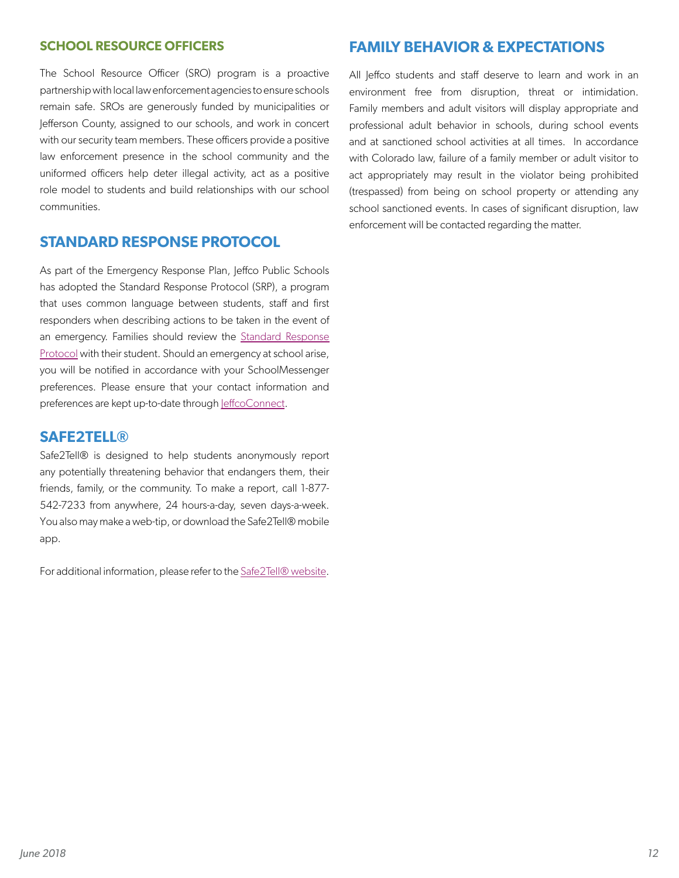## SCHOOL RESOURCE OFFICERS

The School Resource Officer (SRO) program is a proactive partnership with local law enforcement agencies to ensure schools remain safe. SROs are generously funded by municipalities or Jefferson County, assigned to our schools, and work in concert with our security team members. These officers provide a positive law enforcement presence in the school community and the uniformed officers help deter illegal activity, act as a positive role model to students and build relationships with our school communities.

## STANDARD RESPONSE PROTOCOL

As part of the Emergency Response Plan, Jeffco Public Schools has adopted the Standard Response Protocol (SRP), a program that uses common language between students, staff and first responders when describing actions to be taken in the event of an emergency. Families should review the Standard Response Protocol with their student. Should an emergency at school arise, you will be notified in accordance with your SchoolMessenger preferences. Please ensure that your contact information and preferences are kept up-to-date through JeffcoConnect.

## SAFE2TELL®

Safe2Tell® is designed to help students anonymously report any potentially threatening behavior that endangers them, their friends, family, or the community. To make a report, call 1-877-542-7233 from anywhere, 24 hours-a-day, seven days-a-week. You also may make a web-tip, or download the Safe2Tell® mobile app.

For additional information, please refer to the Safe2Tell® website.

## FAMILY BEHAVIOR & EXPECTATIONS

All Jeffco students and staff deserve to learn and work in an environment free from disruption, threat or intimidation. Family members and adult visitors will display appropriate and professional adult behavior in schools, during school events and at sanctioned school activities at all times. In accordance with Colorado law, failure of a family member or adult visitor to act appropriately may result in the violator being prohibited (trespassed) from being on school property or attending any school sanctioned events. In cases of significant disruption, law enforcement will be contacted regarding the matter.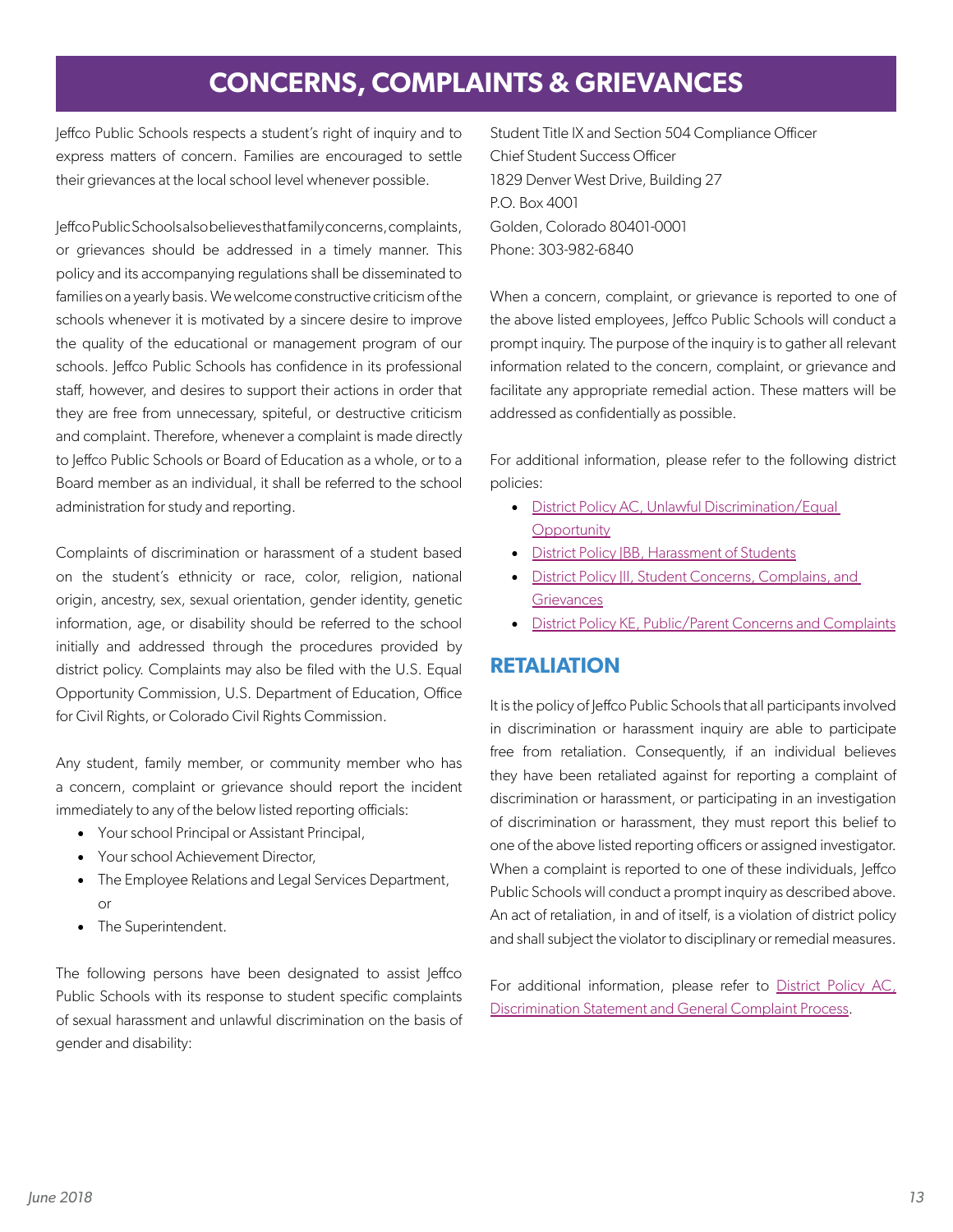# CONCERNS, COMPLAINTS & GRIEVANCES

Jeffco Public Schools respects a student's right of inquiry and to express matters of concern. Families are encouraged to settle their grievances at the local school level whenever possible.

Jeffco Public Schools also believes that family concerns, complaints, or grievances should be addressed in a timely manner. This policy and its accompanying regulations shall be disseminated to families on a yearly basis. We welcome constructive criticism of the schools whenever it is motivated by a sincere desire to improve the quality of the educational or management program of our schools. Jeffco Public Schools has confidence in its professional staff, however, and desires to support their actions in order that they are free from unnecessary, spiteful, or destructive criticism and complaint. Therefore, whenever a complaint is made directly to Jeffco Public Schools or Board of Education as a whole, or to a Board member as an individual, it shall be referred to the school administration for study and reporting.

Complaints of discrimination or harassment of a student based on the student's ethnicity or race, color, religion, national origin, ancestry, sex, sexual orientation, gender identity, genetic information, age, or disability should be referred to the school initially and addressed through the procedures provided by district policy. Complaints may also be filed with the U.S. Equal Opportunity Commission, U.S. Department of Education, Office for Civil Rights, or Colorado Civil Rights Commission.

Any student, family member, or community member who has a concern, complaint or grievance should report the incident immediately to any of the below listed reporting officials:

- Your school Principal or Assistant Principal,
- Your school Achievement Director,
- The Employee Relations and Legal Services Department, or
- The Superintendent.

The following persons have been designated to assist Jeffco Public Schools with its response to student specific complaints of sexual harassment and unlawful discrimination on the basis of gender and disability:

Student Title IX and Section 504 Compliance Officer
Chief Student Success Officer
1829 Denver West Drive, Building 27
P.O. Box 4001
Golden, Colorado 80401-0001
Phone: 303-982-6840

When a concern, complaint, or grievance is reported to one of the above listed employees, Jeffco Public Schools will conduct a prompt inquiry. The purpose of the inquiry is to gather all relevant information related to the concern, complaint, or grievance and facilitate any appropriate remedial action. These matters will be addressed as confidentially as possible.

For additional information, please refer to the following district policies:

- District Policy AC, Unlawful Discrimination/Equal Opportunity
- District Policy JBB, Harassment of Students
- District Policy JII, Student Concerns, Complains, and Grievances
- District Policy KE, Public/Parent Concerns and Complaints

## RETALIATION

It is the policy of Jeffco Public Schools that all participants involved in discrimination or harassment inquiry are able to participate free from retaliation. Consequently, if an individual believes they have been retaliated against for reporting a complaint of discrimination or harassment, or participating in an investigation of discrimination or harassment, they must report this belief to one of the above listed reporting officers or assigned investigator. When a complaint is reported to one of these individuals, Jeffco Public Schools will conduct a prompt inquiry as described above. An act of retaliation, in and of itself, is a violation of district policy and shall subject the violator to disciplinary or remedial measures.

For additional information, please refer to District Policy AC, Discrimination Statement and General Complaint Process.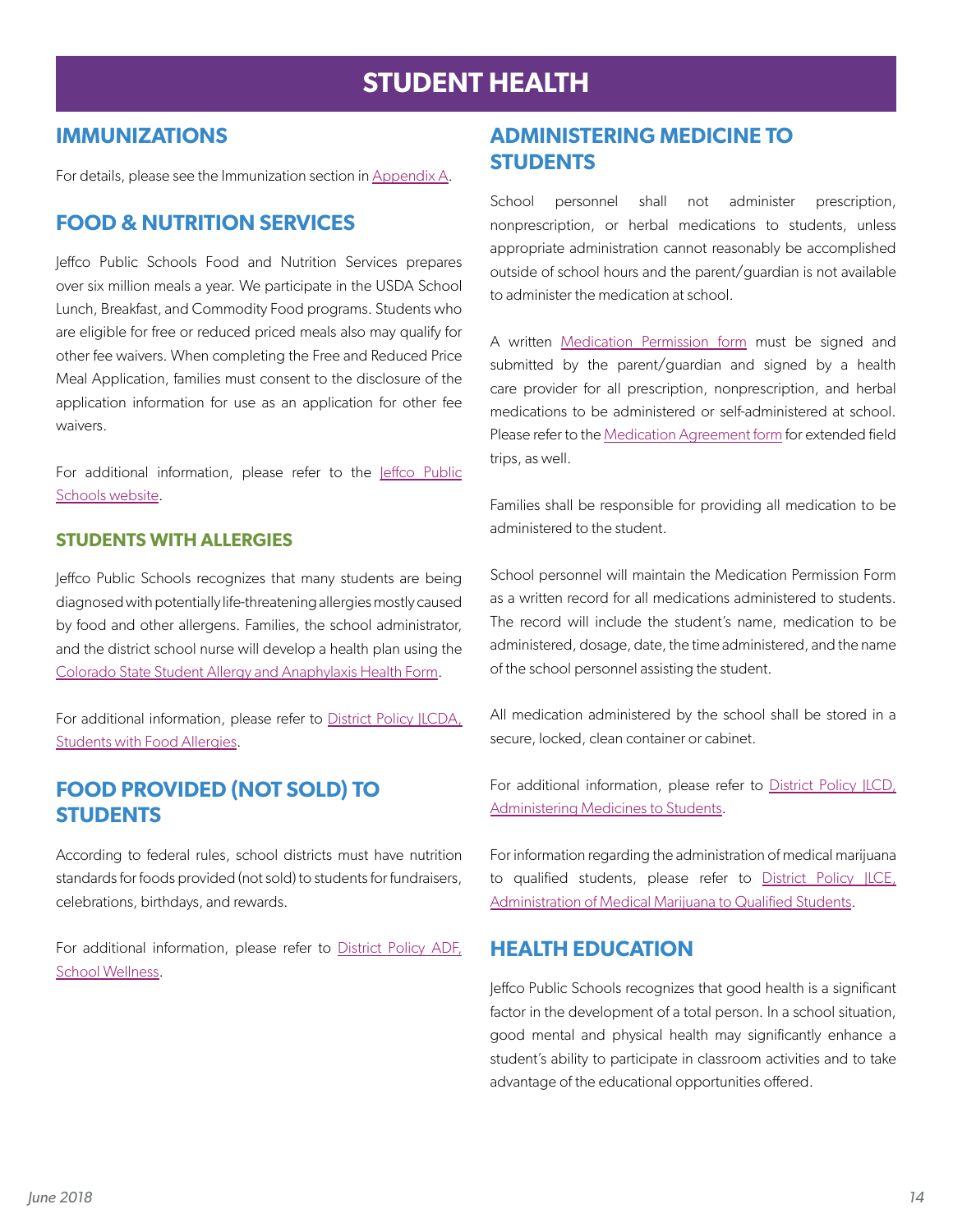# STUDENT HEALTH

## IMMUNIZATIONS

For details, please see the Immunization section in Appendix A.

## FOOD & NUTRITION SERVICES

Jeffco Public Schools Food and Nutrition Services prepares over six million meals a year. We participate in the USDA School Lunch, Breakfast, and Commodity Food programs. Students who are eligible for free or reduced priced meals also may qualify for other fee waivers. When completing the Free and Reduced Price Meal Application, families must consent to the disclosure of the application information for use as an application for other fee waivers.

For additional information, please refer to the Jeffco Public Schools website.

### STUDENTS WITH ALLERGIES

Jeffco Public Schools recognizes that many students are being diagnosed with potentially life-threatening allergies mostly caused by food and other allergens. Families, the school administrator, and the district school nurse will develop a health plan using the Colorado State Student Allergy and Anaphylaxis Health Form.

For additional information, please refer to District Policy JLCDA, Students with Food Allergies.

## FOOD PROVIDED (NOT SOLD) TO STUDENTS

According to federal rules, school districts must have nutrition standards for foods provided (not sold) to students for fundraisers, celebrations, birthdays, and rewards.

For additional information, please refer to District Policy ADF, School Wellness.

## ADMINISTERING MEDICINE TO STUDENTS

School personnel shall not administer prescription, nonprescription, or herbal medications to students, unless appropriate administration cannot reasonably be accomplished outside of school hours and the parent/guardian is not available to administer the medication at school.

A written Medication Permission form must be signed and submitted by the parent/guardian and signed by a health care provider for all prescription, nonprescription, and herbal medications to be administered or self-administered at school. Please refer to the Medication Agreement form for extended field trips, as well.

Families shall be responsible for providing all medication to be administered to the student.

School personnel will maintain the Medication Permission Form as a written record for all medications administered to students. The record will include the student's name, medication to be administered, dosage, date, the time administered, and the name of the school personnel assisting the student.

All medication administered by the school shall be stored in a secure, locked, clean container or cabinet.

For additional information, please refer to District Policy JLCD, Administering Medicines to Students.

For information regarding the administration of medical marijuana to qualified students, please refer to District Policy JLCE, Administration of Medical Marijuana to Qualified Students.

## HEALTH EDUCATION

Jeffco Public Schools recognizes that good health is a significant factor in the development of a total person. In a school situation, good mental and physical health may significantly enhance a student's ability to participate in classroom activities and to take advantage of the educational opportunities offered.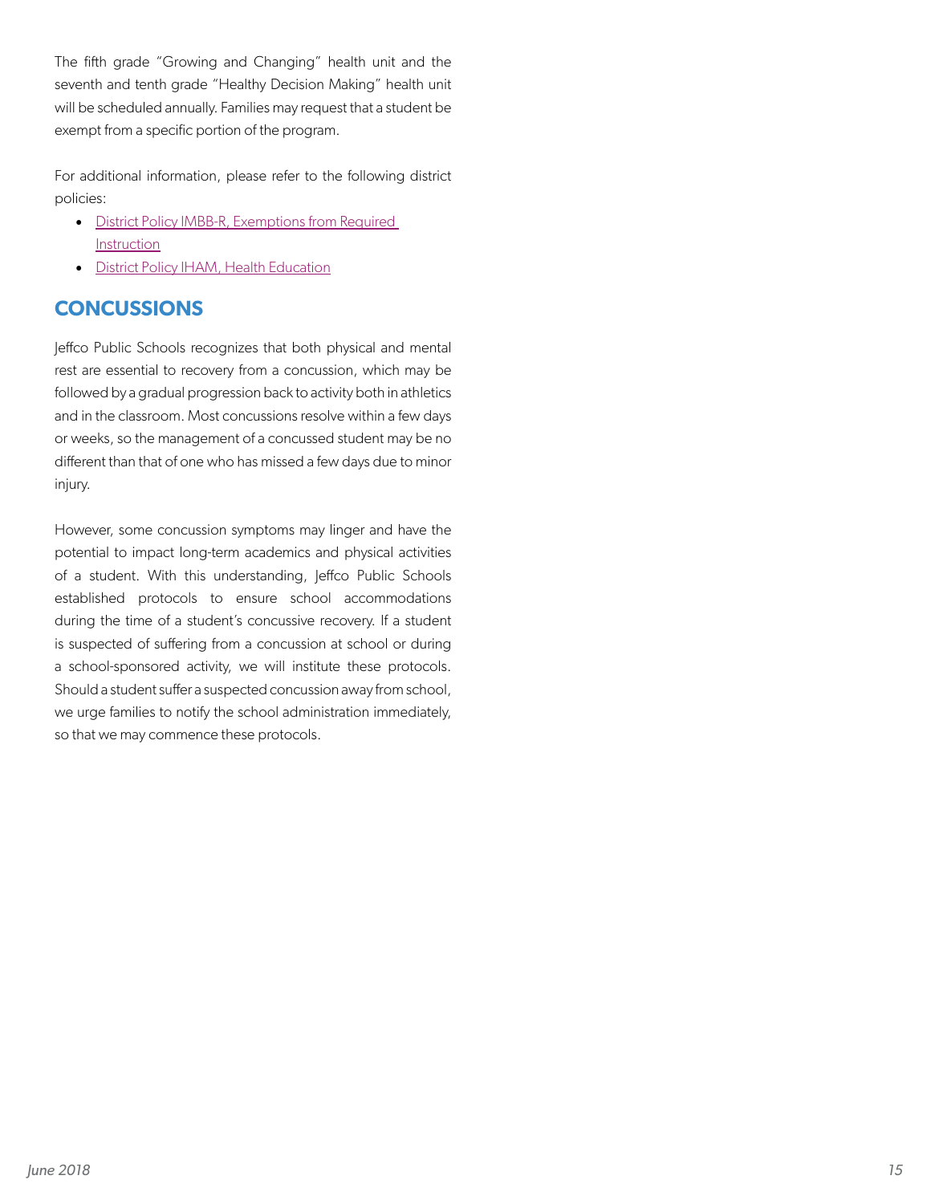The fifth grade "Growing and Changing" health unit and the seventh and tenth grade "Healthy Decision Making" health unit will be scheduled annually. Families may request that a student be exempt from a specific portion of the program.

For additional information, please refer to the following district policies:

- District Policy IMBB-R, Exemptions from Required Instruction
- District Policy IHAM, Health Education

## CONCUSSIONS

Jeffco Public Schools recognizes that both physical and mental rest are essential to recovery from a concussion, which may be followed by a gradual progression back to activity both in athletics and in the classroom. Most concussions resolve within a few days or weeks, so the management of a concussed student may be no different than that of one who has missed a few days due to minor injury.

However, some concussion symptoms may linger and have the potential to impact long-term academics and physical activities of a student. With this understanding, Jeffco Public Schools established protocols to ensure school accommodations during the time of a student's concussive recovery. If a student is suspected of suffering from a concussion at school or during a school-sponsored activity, we will institute these protocols. Should a student suffer a suspected concussion away from school, we urge families to notify the school administration immediately, so that we may commence these protocols.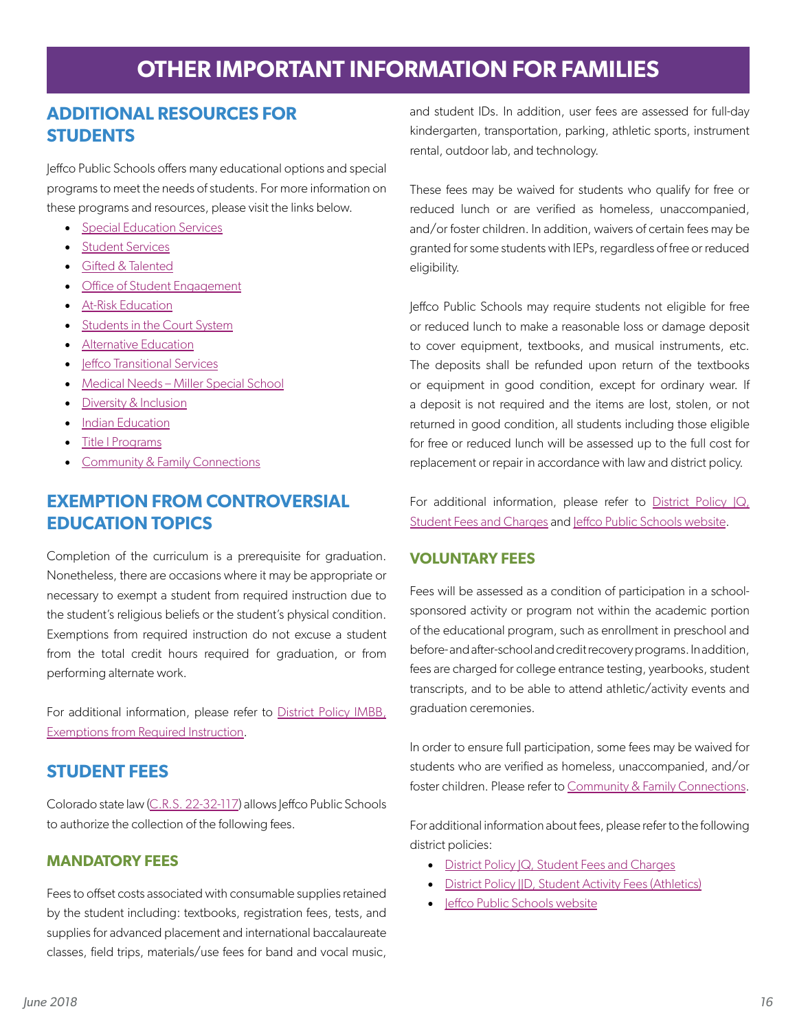# OTHER IMPORTANT INFORMATION FOR FAMILIES

## ADDITIONAL RESOURCES FOR STUDENTS

Jeffco Public Schools offers many educational options and special programs to meet the needs of students. For more information on these programs and resources, please visit the links below.

- Special Education Services
- Student Services
- Gifted & Talented
- Office of Student Engagement
- At-Risk Education
- Students in the Court System
- Alternative Education
- Jeffco Transitional Services
- Medical Needs – Miller Special School
- Diversity & Inclusion
- Indian Education
- Title I Programs
- Community & Family Connections

## EXEMPTION FROM CONTROVERSIAL EDUCATION TOPICS

Completion of the curriculum is a prerequisite for graduation. Nonetheless, there are occasions where it may be appropriate or necessary to exempt a student from required instruction due to the student's religious beliefs or the student's physical condition. Exemptions from required instruction do not excuse a student from the total credit hours required for graduation, or from performing alternate work.

For additional information, please refer to District Policy IMBB, Exemptions from Required Instruction.

## STUDENT FEES

Colorado state law (C.R.S. 22-32-117) allows Jeffco Public Schools to authorize the collection of the following fees.

### MANDATORY FEES

Fees to offset costs associated with consumable supplies retained by the student including: textbooks, registration fees, tests, and supplies for advanced placement and international baccalaureate classes, field trips, materials/use fees for band and vocal music, and student IDs. In addition, user fees are assessed for full-day kindergarten, transportation, parking, athletic sports, instrument rental, outdoor lab, and technology.

These fees may be waived for students who qualify for free or reduced lunch or are verified as homeless, unaccompanied, and/or foster children. In addition, waivers of certain fees may be granted for some students with IEPs, regardless of free or reduced eligibility.

Jeffco Public Schools may require students not eligible for free or reduced lunch to make a reasonable loss or damage deposit to cover equipment, textbooks, and musical instruments, etc. The deposits shall be refunded upon return of the textbooks or equipment in good condition, except for ordinary wear. If a deposit is not required and the items are lost, stolen, or not returned in good condition, all students including those eligible for free or reduced lunch will be assessed up to the full cost for replacement or repair in accordance with law and district policy.

For additional information, please refer to District Policy JQ, Student Fees and Charges and Jeffco Public Schools website.

### VOLUNTARY FEES

Fees will be assessed as a condition of participation in a school-sponsored activity or program not within the academic portion of the educational program, such as enrollment in preschool and before- and after-school and credit recovery programs. In addition, fees are charged for college entrance testing, yearbooks, student transcripts, and to be able to attend athletic/activity events and graduation ceremonies.

In order to ensure full participation, some fees may be waived for students who are verified as homeless, unaccompanied, and/or foster children. Please refer to Community & Family Connections.

For additional information about fees, please refer to the following district policies:

- District Policy JQ, Student Fees and Charges
- District Policy JJD, Student Activity Fees (Athletics)
- Jeffco Public Schools website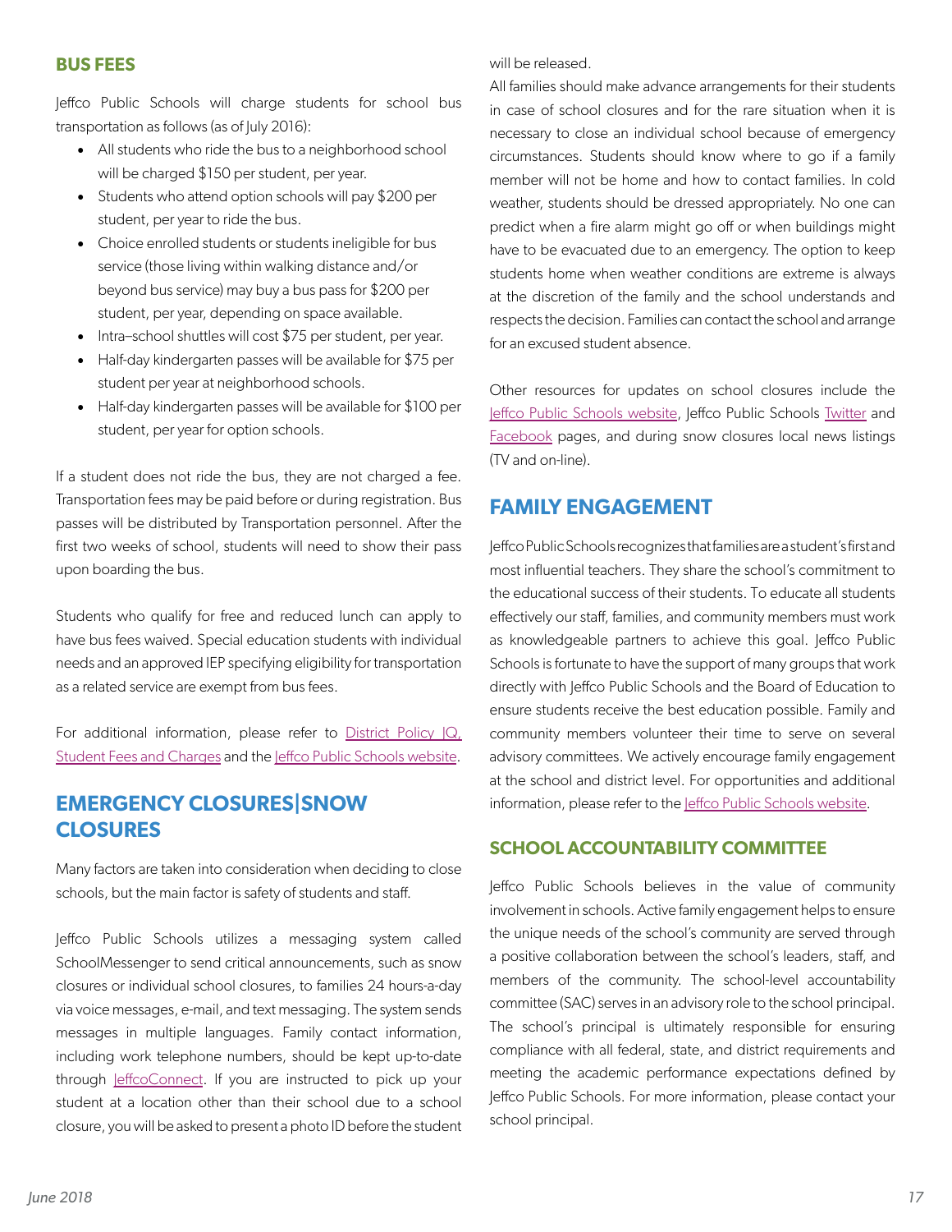## BUS FEES

Jeffco Public Schools will charge students for school bus transportation as follows (as of July 2016):

- All students who ride the bus to a neighborhood school will be charged $150 per student, per year.
- Students who attend option schools will pay $200 per student, per year to ride the bus.
- Choice enrolled students or students ineligible for bus service (those living within walking distance and/or beyond bus service) may buy a bus pass for $200 per student, per year, depending on space available.
- Intra–school shuttles will cost $75 per student, per year.
- Half-day kindergarten passes will be available for $75 per student per year at neighborhood schools.
- Half-day kindergarten passes will be available for $100 per student, per year for option schools.

If a student does not ride the bus, they are not charged a fee. Transportation fees may be paid before or during registration. Bus passes will be distributed by Transportation personnel. After the first two weeks of school, students will need to show their pass upon boarding the bus.

Students who qualify for free and reduced lunch can apply to have bus fees waived. Special education students with individual needs and an approved IEP specifying eligibility for transportation as a related service are exempt from bus fees.

For additional information, please refer to District Policy JQ, Student Fees and Charges and the Jeffco Public Schools website.

# EMERGENCY CLOSURES|SNOW CLOSURES

Many factors are taken into consideration when deciding to close schools, but the main factor is safety of students and staff.

Jeffco Public Schools utilizes a messaging system called SchoolMessenger to send critical announcements, such as snow closures or individual school closures, to families 24 hours-a-day via voice messages, e-mail, and text messaging. The system sends messages in multiple languages. Family contact information, including work telephone numbers, should be kept up-to-date through JeffcoConnect. If you are instructed to pick up your student at a location other than their school due to a school closure, you will be asked to present a photo ID before the student will be released.

All families should make advance arrangements for their students in case of school closures and for the rare situation when it is necessary to close an individual school because of emergency circumstances. Students should know where to go if a family member will not be home and how to contact families. In cold weather, students should be dressed appropriately. No one can predict when a fire alarm might go off or when buildings might have to be evacuated due to an emergency. The option to keep students home when weather conditions are extreme is always at the discretion of the family and the school understands and respects the decision. Families can contact the school and arrange for an excused student absence.

Other resources for updates on school closures include the Jeffco Public Schools website, Jeffco Public Schools Twitter and Facebook pages, and during snow closures local news listings (TV and on-line).

# FAMILY ENGAGEMENT

Jeffco Public Schools recognizes that families are a student's first and most influential teachers. They share the school's commitment to the educational success of their students. To educate all students effectively our staff, families, and community members must work as knowledgeable partners to achieve this goal. Jeffco Public Schools is fortunate to have the support of many groups that work directly with Jeffco Public Schools and the Board of Education to ensure students receive the best education possible. Family and community members volunteer their time to serve on several advisory committees. We actively encourage family engagement at the school and district level. For opportunities and additional information, please refer to the Jeffco Public Schools website.

## SCHOOL ACCOUNTABILITY COMMITTEE

Jeffco Public Schools believes in the value of community involvement in schools. Active family engagement helps to ensure the unique needs of the school's community are served through a positive collaboration between the school's leaders, staff, and members of the community. The school-level accountability committee (SAC) serves in an advisory role to the school principal. The school's principal is ultimately responsible for ensuring compliance with all federal, state, and district requirements and meeting the academic performance expectations defined by Jeffco Public Schools. For more information, please contact your school principal.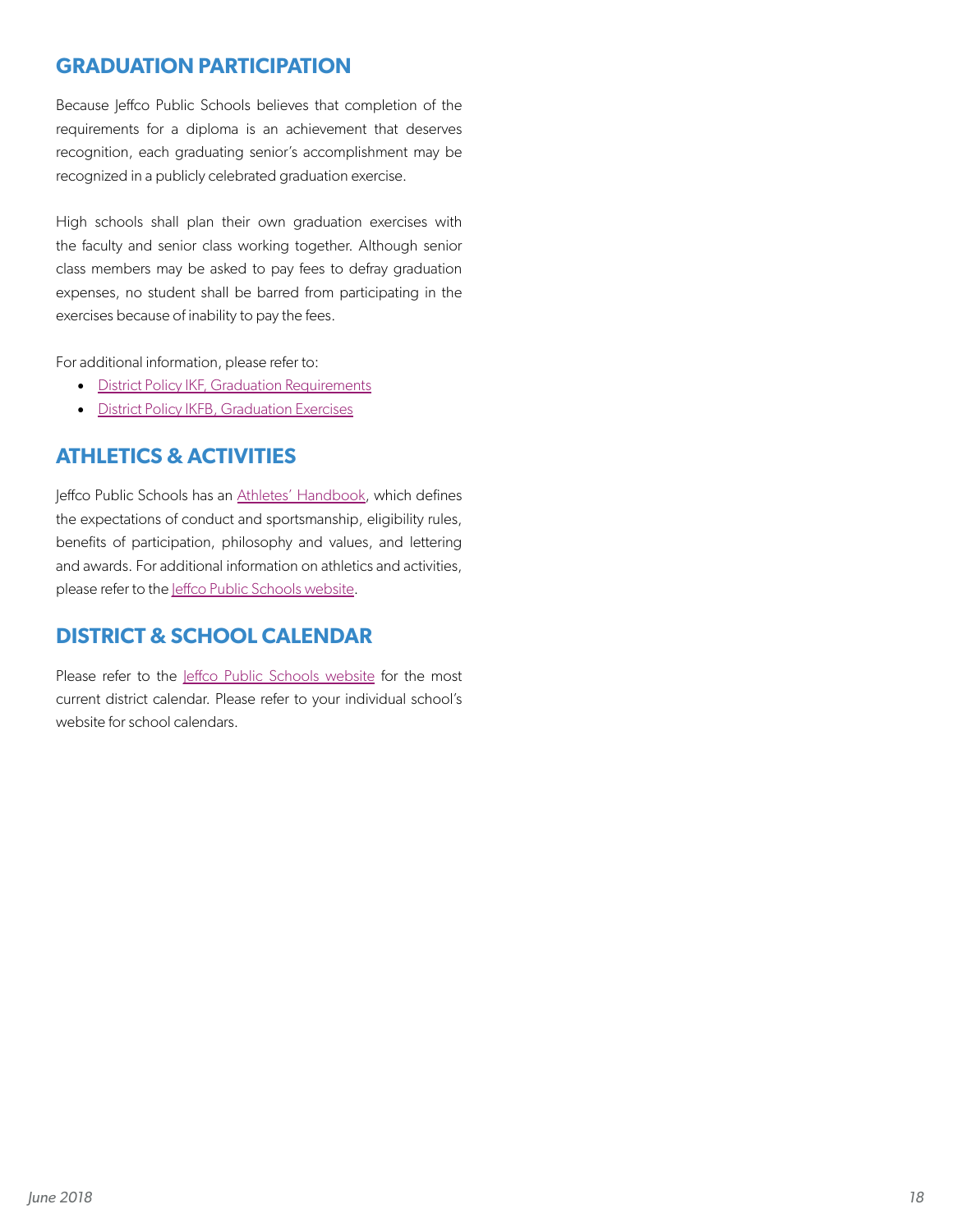## GRADUATION PARTICIPATION

Because Jeffco Public Schools believes that completion of the requirements for a diploma is an achievement that deserves recognition, each graduating senior's accomplishment may be recognized in a publicly celebrated graduation exercise.

High schools shall plan their own graduation exercises with the faculty and senior class working together. Although senior class members may be asked to pay fees to defray graduation expenses, no student shall be barred from participating in the exercises because of inability to pay the fees.

For additional information, please refer to:

- District Policy IKF, Graduation Requirements
- District Policy IKFB, Graduation Exercises

## ATHLETICS & ACTIVITIES

Jeffco Public Schools has an Athletes' Handbook, which defines the expectations of conduct and sportsmanship, eligibility rules, benefits of participation, philosophy and values, and lettering and awards. For additional information on athletics and activities, please refer to the Jeffco Public Schools website.

## DISTRICT & SCHOOL CALENDAR

Please refer to the Jeffco Public Schools website for the most current district calendar. Please refer to your individual school's website for school calendars.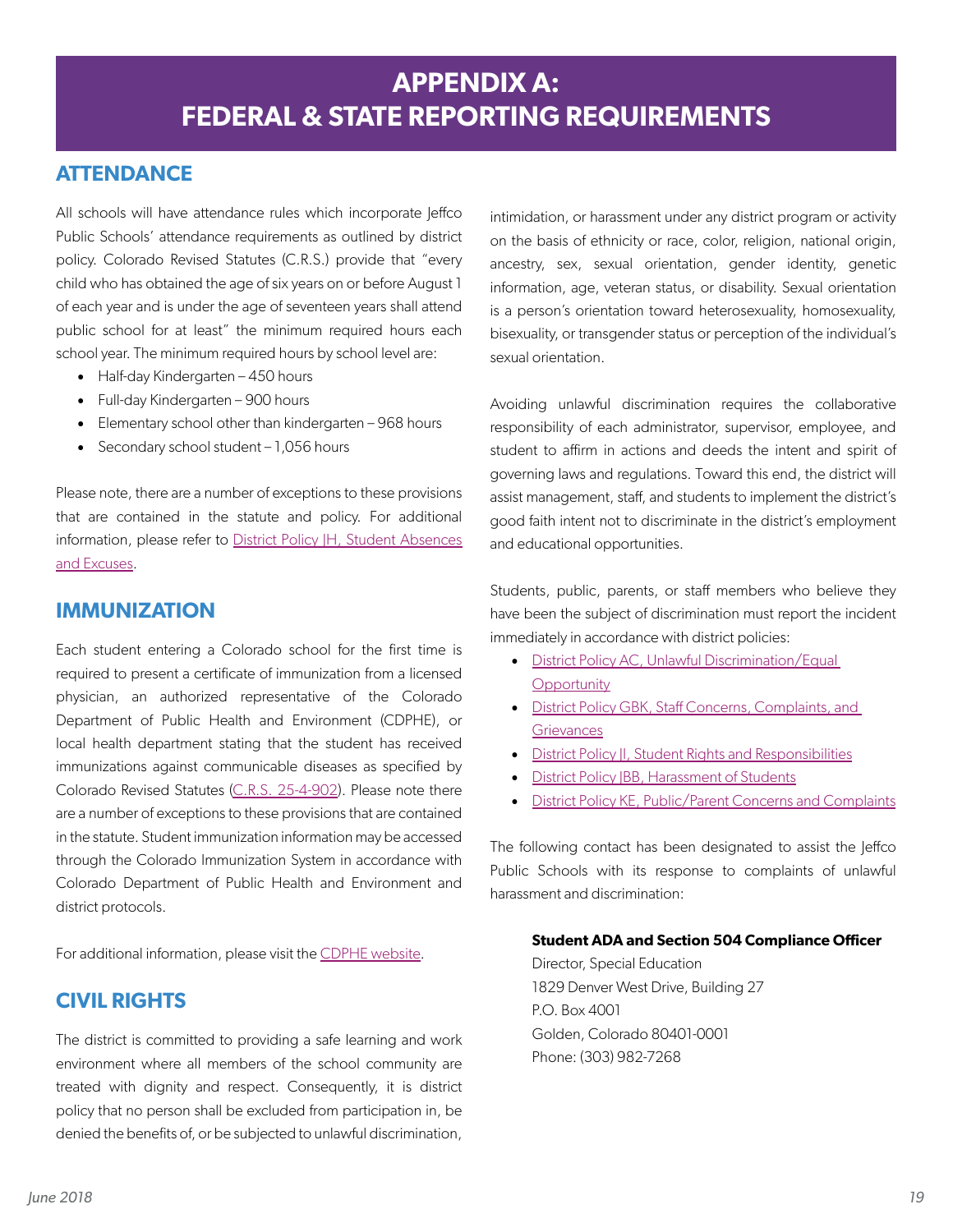# APPENDIX A: FEDERAL & STATE REPORTING REQUIREMENTS

## ATTENDANCE

All schools will have attendance rules which incorporate Jeffco Public Schools' attendance requirements as outlined by district policy. Colorado Revised Statutes (C.R.S.) provide that "every child who has obtained the age of six years on or before August 1 of each year and is under the age of seventeen years shall attend public school for at least" the minimum required hours each school year. The minimum required hours by school level are:

- Half-day Kindergarten – 450 hours
- Full-day Kindergarten – 900 hours
- Elementary school other than kindergarten – 968 hours
- Secondary school student – 1,056 hours

Please note, there are a number of exceptions to these provisions that are contained in the statute and policy. For additional information, please refer to District Policy JH, Student Absences and Excuses.

## IMMUNIZATION

Each student entering a Colorado school for the first time is required to present a certificate of immunization from a licensed physician, an authorized representative of the Colorado Department of Public Health and Environment (CDPHE), or local health department stating that the student has received immunizations against communicable diseases as specified by Colorado Revised Statutes (C.R.S. 25-4-902). Please note there are a number of exceptions to these provisions that are contained in the statute. Student immunization information may be accessed through the Colorado Immunization System in accordance with Colorado Department of Public Health and Environment and district protocols.

For additional information, please visit the CDPHE website.

## CIVIL RIGHTS

The district is committed to providing a safe learning and work environment where all members of the school community are treated with dignity and respect. Consequently, it is district policy that no person shall be excluded from participation in, be denied the benefits of, or be subjected to unlawful discrimination, intimidation, or harassment under any district program or activity on the basis of ethnicity or race, color, religion, national origin, ancestry, sex, sexual orientation, gender identity, genetic information, age, veteran status, or disability. Sexual orientation is a person's orientation toward heterosexuality, homosexuality, bisexuality, or transgender status or perception of the individual's sexual orientation.

Avoiding unlawful discrimination requires the collaborative responsibility of each administrator, supervisor, employee, and student to affirm in actions and deeds the intent and spirit of governing laws and regulations. Toward this end, the district will assist management, staff, and students to implement the district's good faith intent not to discriminate in the district's employment and educational opportunities.

Students, public, parents, or staff members who believe they have been the subject of discrimination must report the incident immediately in accordance with district policies:

- District Policy AC, Unlawful Discrimination/Equal Opportunity
- District Policy GBK, Staff Concerns, Complaints, and Grievances
- District Policy JI, Student Rights and Responsibilities
- District Policy JBB, Harassment of Students
- District Policy KE, Public/Parent Concerns and Complaints

The following contact has been designated to assist the Jeffco Public Schools with its response to complaints of unlawful harassment and discrimination:

**Student ADA and Section 504 Compliance Officer**
Director, Special Education
1829 Denver West Drive, Building 27
P.O. Box 4001
Golden, Colorado 80401-0001
Phone: (303) 982-7268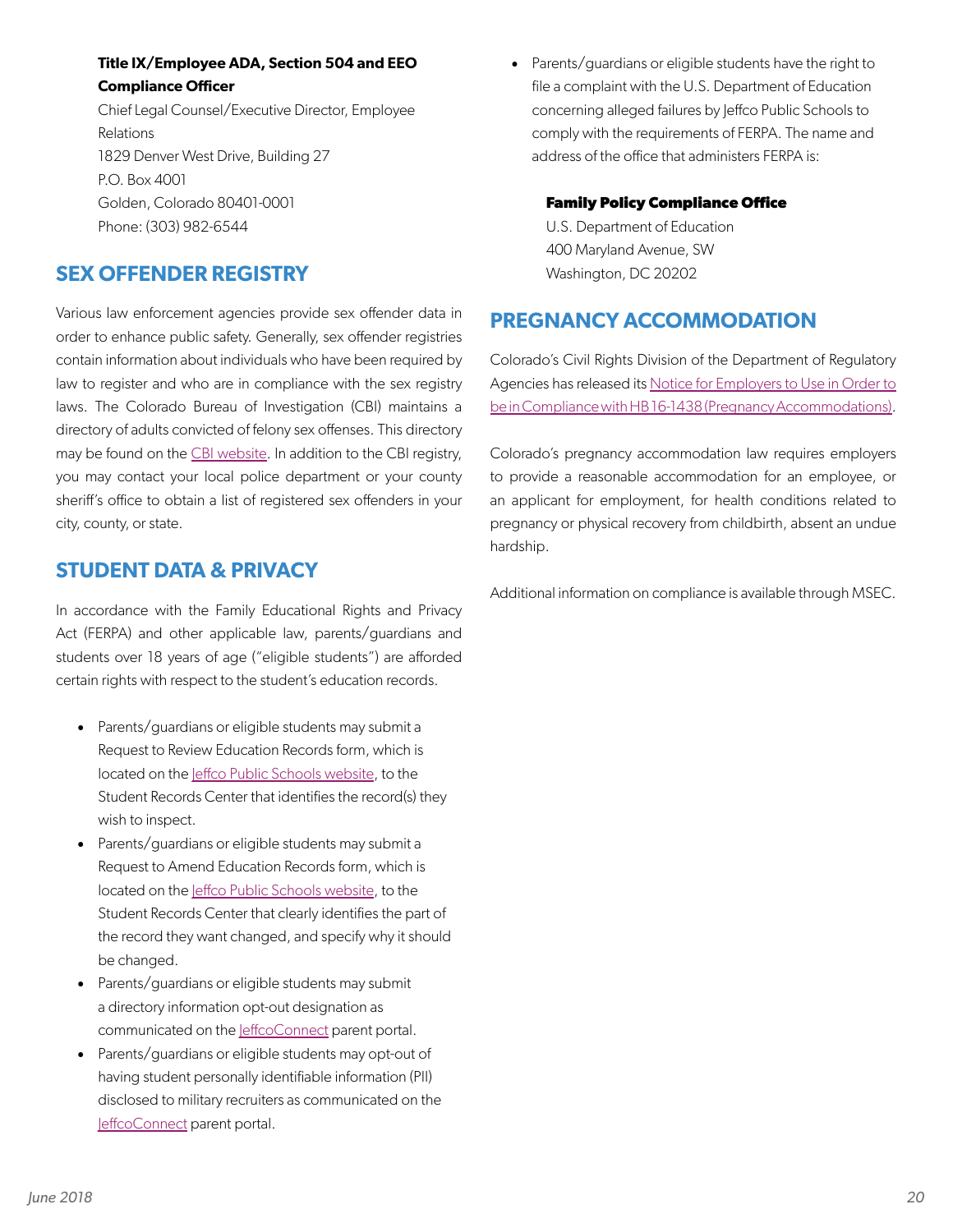**Title IX/Employee ADA, Section 504 and EEO Compliance Officer**

Chief Legal Counsel/Executive Director, Employee Relations
1829 Denver West Drive, Building 27
P.O. Box 4001
Golden, Colorado 80401-0001
Phone: (303) 982-6544

## SEX OFFENDER REGISTRY

Various law enforcement agencies provide sex offender data in order to enhance public safety. Generally, sex offender registries contain information about individuals who have been required by law to register and who are in compliance with the sex registry laws. The Colorado Bureau of Investigation (CBI) maintains a directory of adults convicted of felony sex offenses. This directory may be found on the CBI website. In addition to the CBI registry, you may contact your local police department or your county sheriff's office to obtain a list of registered sex offenders in your city, county, or state.

## STUDENT DATA & PRIVACY

In accordance with the Family Educational Rights and Privacy Act (FERPA) and other applicable law, parents/guardians and students over 18 years of age ("eligible students") are afforded certain rights with respect to the student's education records.

- Parents/guardians or eligible students may submit a Request to Review Education Records form, which is located on the Jeffco Public Schools website, to the Student Records Center that identifies the record(s) they wish to inspect.
- Parents/guardians or eligible students may submit a Request to Amend Education Records form, which is located on the Jeffco Public Schools website, to the Student Records Center that clearly identifies the part of the record they want changed, and specify why it should be changed.
- Parents/guardians or eligible students may submit a directory information opt-out designation as communicated on the JeffcoConnect parent portal.
- Parents/guardians or eligible students may opt-out of having student personally identifiable information (PII) disclosed to military recruiters as communicated on the JeffcoConnect parent portal.
- Parents/guardians or eligible students have the right to file a complaint with the U.S. Department of Education concerning alleged failures by Jeffco Public Schools to comply with the requirements of FERPA. The name and address of the office that administers FERPA is:

  **Family Policy Compliance Office**
  U.S. Department of Education
  400 Maryland Avenue, SW
  Washington, DC 20202

## PREGNANCY ACCOMMODATION

Colorado's Civil Rights Division of the Department of Regulatory Agencies has released its Notice for Employers to Use in Order to be in Compliance with HB 16-1438 (Pregnancy Accommodations).

Colorado's pregnancy accommodation law requires employers to provide a reasonable accommodation for an employee, or an applicant for employment, for health conditions related to pregnancy or physical recovery from childbirth, absent an undue hardship.

Additional information on compliance is available through MSEC.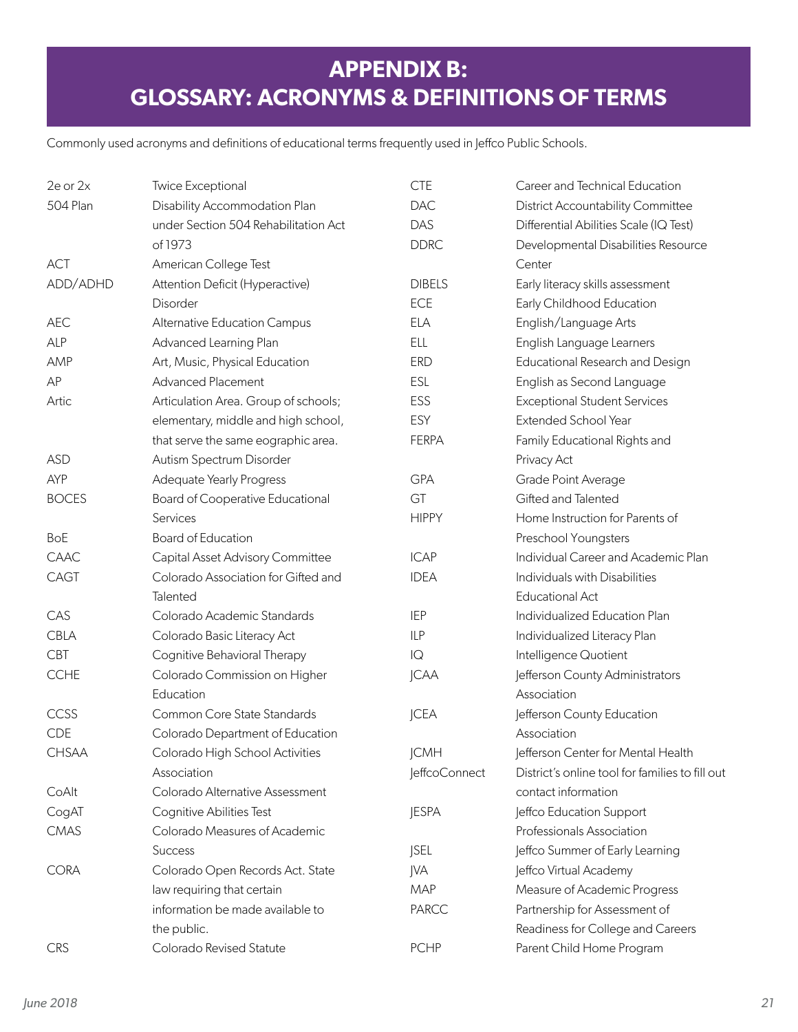# APPENDIX B: GLOSSARY: ACRONYMS & DEFINITIONS OF TERMS

Commonly used acronyms and definitions of educational terms frequently used in Jeffco Public Schools.

| Acronym | Definition |
| --- | --- |
| 2e or 2x | Twice Exceptional |
| 504 Plan | Disability Accommodation Plan under Section 504 Rehabilitation Act of 1973 |
| ACT | American College Test |
| ADD/ADHD | Attention Deficit (Hyperactive) Disorder |
| AEC | Alternative Education Campus |
| ALP | Advanced Learning Plan |
| AMP | Art, Music, Physical Education |
| AP | Advanced Placement |
| Artic | Articulation Area. Group of schools; elementary, middle and high school, that serve the same eographic area. |
| ASD | Autism Spectrum Disorder |
| AYP | Adequate Yearly Progress |
| BOCES | Board of Cooperative Educational Services |
| BoE | Board of Education |
| CAAC | Capital Asset Advisory Committee |
| CAGT | Colorado Association for Gifted and Talented |
| CAS | Colorado Academic Standards |
| CBLA | Colorado Basic Literacy Act |
| CBT | Cognitive Behavioral Therapy |
| CCHE | Colorado Commission on Higher Education |
| CCSS | Common Core State Standards |
| CDE | Colorado Department of Education |
| CHSAA | Colorado High School Activities Association |
| CoAlt | Colorado Alternative Assessment |
| CogAT | Cognitive Abilities Test |
| CMAS | Colorado Measures of Academic Success |
| CORA | Colorado Open Records Act. State law requiring that certain information be made available to the public. |
| CRS | Colorado Revised Statute |
| CTE | Career and Technical Education |
| DAC | District Accountability Committee |
| DAS | Differential Abilities Scale (IQ Test) |
| DDRC | Developmental Disabilities Resource Center |
| DIBELS | Early literacy skills assessment |
| ECE | Early Childhood Education |
| ELA | English/Language Arts |
| ELL | English Language Learners |
| ERD | Educational Research and Design |
| ESL | English as Second Language |
| ESS | Exceptional Student Services |
| ESY | Extended School Year |
| FERPA | Family Educational Rights and Privacy Act |
| GPA | Grade Point Average |
| GT | Gifted and Talented |
| HIPPY | Home Instruction for Parents of Preschool Youngsters |
| ICAP | Individual Career and Academic Plan |
| IDEA | Individuals with Disabilities Educational Act |
| IEP | Individualized Education Plan |
| ILP | Individualized Literacy Plan |
| IQ | Intelligence Quotient |
| JCAA | Jefferson County Administrators Association |
| JCEA | Jefferson County Education Association |
| JCMH | Jefferson Center for Mental Health |
| JeffcoConnect | District's online tool for families to fill out contact information |
| JESPA | Jeffco Education Support Professionals Association |
| JSEL | Jeffco Summer of Early Learning |
| JVA | Jeffco Virtual Academy |
| MAP | Measure of Academic Progress |
| PARCC | Partnership for Assessment of Readiness for College and Careers |
| PCHP | Parent Child Home Program |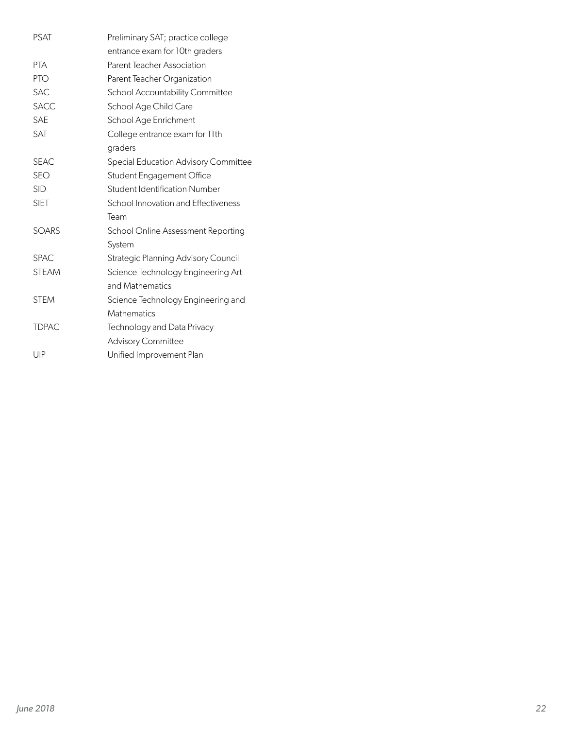| | |
|---|---|
| PSAT | Preliminary SAT; practice college entrance exam for 10th graders |
| PTA | Parent Teacher Association |
| PTO | Parent Teacher Organization |
| SAC | School Accountability Committee |
| SACC | School Age Child Care |
| SAE | School Age Enrichment |
| SAT | College entrance exam for 11th graders |
| SEAC | Special Education Advisory Committee |
| SEO | Student Engagement Office |
| SID | Student Identification Number |
| SIET | School Innovation and Effectiveness Team |
| SOARS | School Online Assessment Reporting System |
| SPAC | Strategic Planning Advisory Council |
| STEAM | Science Technology Engineering Art and Mathematics |
| STEM | Science Technology Engineering and Mathematics |
| TDPAC | Technology and Data Privacy Advisory Committee |
| UIP | Unified Improvement Plan |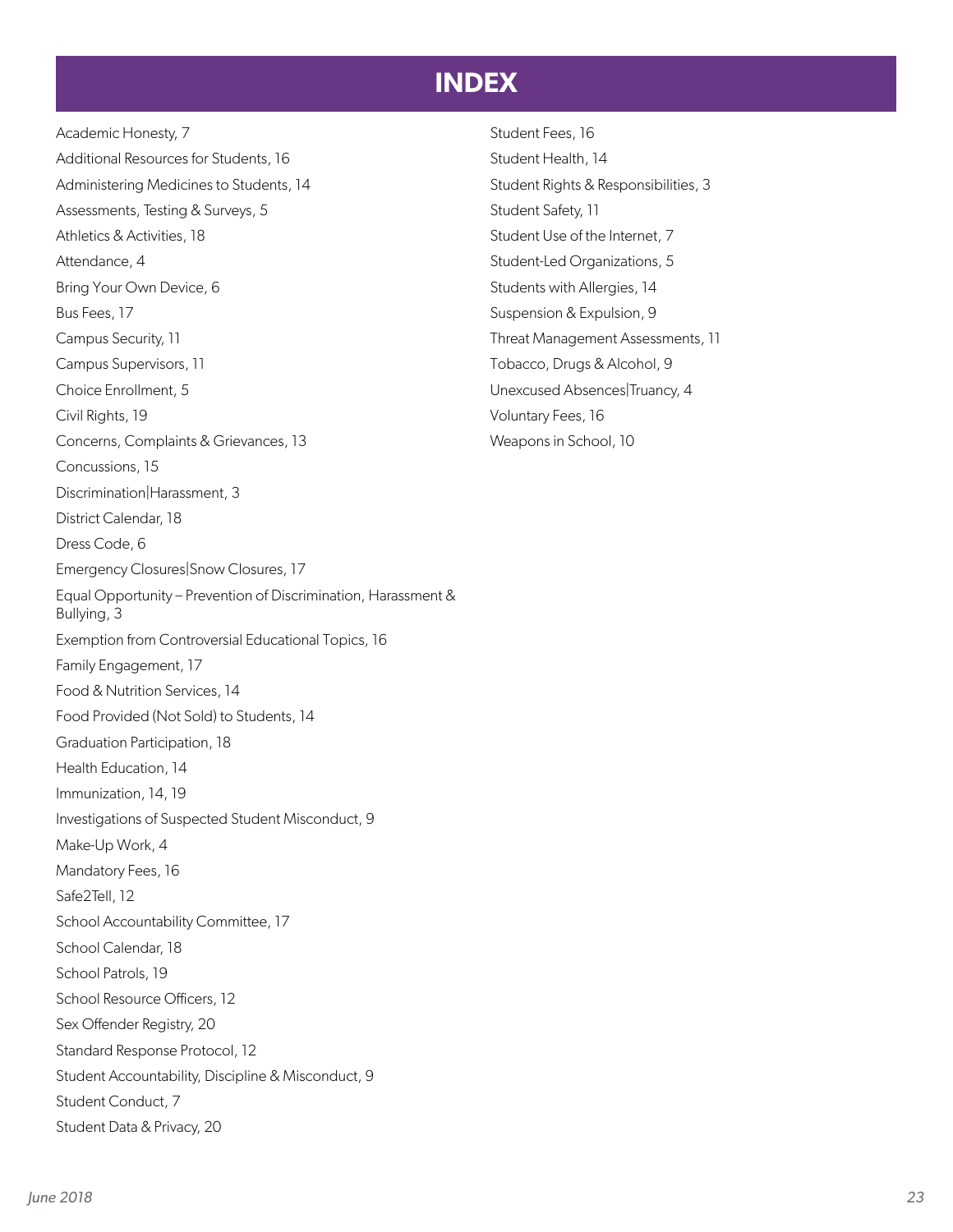# INDEX

Academic Honesty, 7
Additional Resources for Students, 16
Administering Medicines to Students, 14
Assessments, Testing & Surveys, 5
Athletics & Activities, 18
Attendance, 4
Bring Your Own Device, 6
Bus Fees, 17
Campus Security, 11
Campus Supervisors, 11
Choice Enrollment, 5
Civil Rights, 19
Concerns, Complaints & Grievances, 13
Concussions, 15
Discrimination|Harassment, 3
District Calendar, 18
Dress Code, 6
Emergency Closures|Snow Closures, 17
Equal Opportunity – Prevention of Discrimination, Harassment & Bullying, 3
Exemption from Controversial Educational Topics, 16
Family Engagement, 17
Food & Nutrition Services, 14
Food Provided (Not Sold) to Students, 14
Graduation Participation, 18
Health Education, 14
Immunization, 14, 19
Investigations of Suspected Student Misconduct, 9
Make-Up Work, 4
Mandatory Fees, 16
Safe2Tell, 12
School Accountability Committee, 17
School Calendar, 18
School Patrols, 19
School Resource Officers, 12
Sex Offender Registry, 20
Standard Response Protocol, 12
Student Accountability, Discipline & Misconduct, 9
Student Conduct, 7
Student Data & Privacy, 20
Student Fees, 16
Student Health, 14
Student Rights & Responsibilities, 3
Student Safety, 11
Student Use of the Internet, 7
Student-Led Organizations, 5
Students with Allergies, 14
Suspension & Expulsion, 9
Threat Management Assessments, 11
Tobacco, Drugs & Alcohol, 9
Unexcused Absences|Truancy, 4
Voluntary Fees, 16
Weapons in School, 10